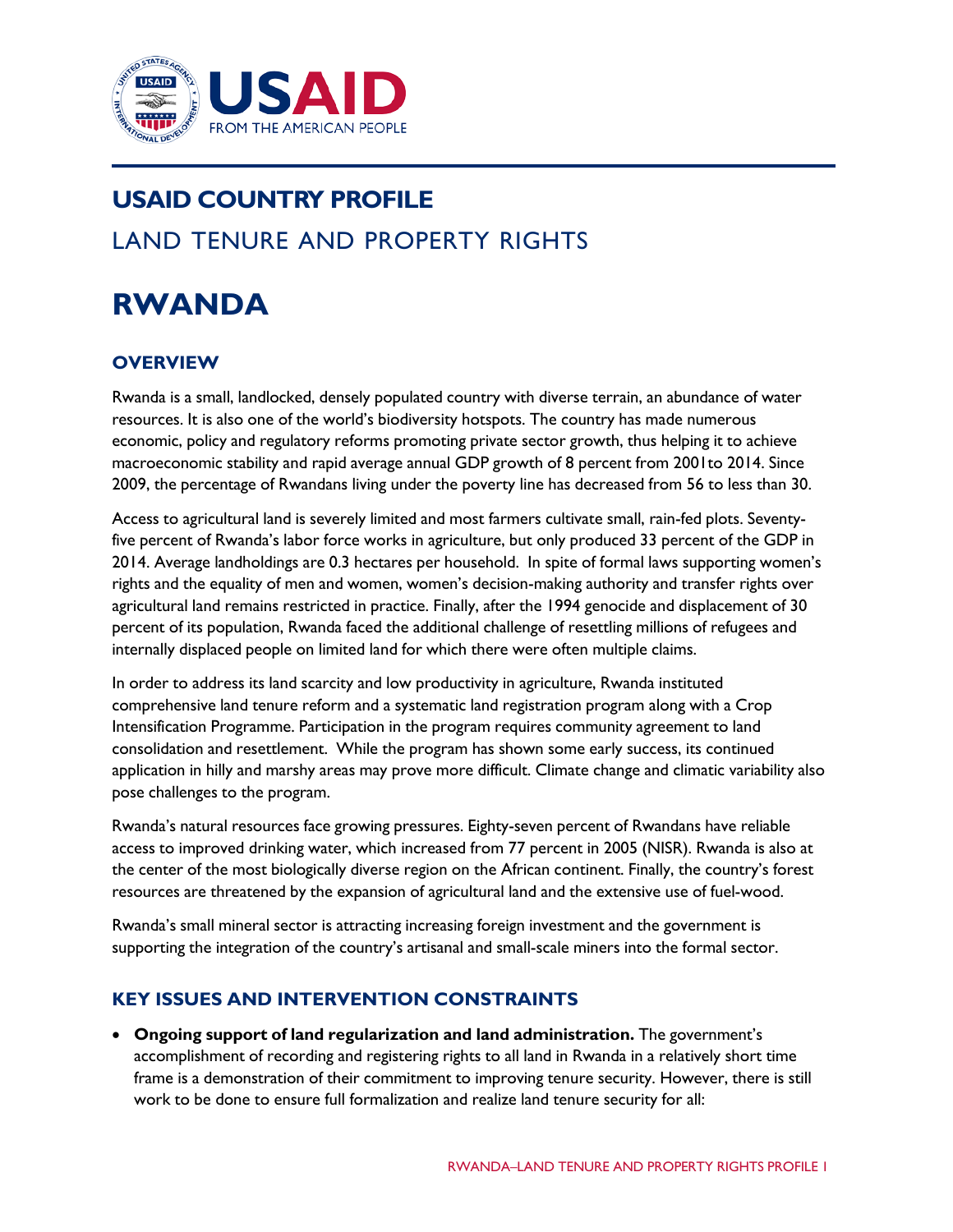USAID

FROM THE AMERICAN PEOPLE

# USAID COUNTRY PROFILE

## LAND TENURE AND PROPERTY RIGHTS

# RWANDA

## OVERVIEW

Rwanda is a small, landlocked, densely populated country with diverse terrain, an abundance of water resources. It is also one of the world's biodiversity hotspots. The country has made numerous economic, policy and regulatory reforms promoting private sector growth, thus helping it to achieve macroeconomic stability and rapid average annual GDP growth of 8 percent from 2001to 2014. Since 2009, the percentage of Rwandans living under the poverty line has decreased from 56 to less than 30.

Access to agricultural land is severely limited and most farmers cultivate small, rain-fed plots. Seventy-five percent of Rwanda's labor force works in agriculture, but only produced 33 percent of the GDP in 2014. Average landholdings are 0.3 hectares per household. In spite of formal laws supporting women's rights and the equality of men and women, women's decision-making authority and transfer rights over agricultural land remains restricted in practice. Finally, after the 1994 genocide and displacement of 30 percent of its population, Rwanda faced the additional challenge of resettling millions of refugees and internally displaced people on limited land for which there were often multiple claims.

In order to address its land scarcity and low productivity in agriculture, Rwanda instituted comprehensive land tenure reform and a systematic land registration program along with a Crop Intensification Programme. Participation in the program requires community agreement to land consolidation and resettlement. While the program has shown some early success, its continued application in hilly and marshy areas may prove more difficult. Climate change and climatic variability also pose challenges to the program.

Rwanda's natural resources face growing pressures. Eighty-seven percent of Rwandans have reliable access to improved drinking water, which increased from 77 percent in 2005 (NISR). Rwanda is also at the center of the most biologically diverse region on the African continent. Finally, the country's forest resources are threatened by the expansion of agricultural land and the extensive use of fuel-wood.

Rwanda's small mineral sector is attracting increasing foreign investment and the government is supporting the integration of the country's artisanal and small-scale miners into the formal sector.

## KEY ISSUES AND INTERVENTION CONSTRAINTS

- **Ongoing support of land regularization and land administration.** The government's accomplishment of recording and registering rights to all land in Rwanda in a relatively short time frame is a demonstration of their commitment to improving tenure security. However, there is still work to be done to ensure full formalization and realize land tenure security for all: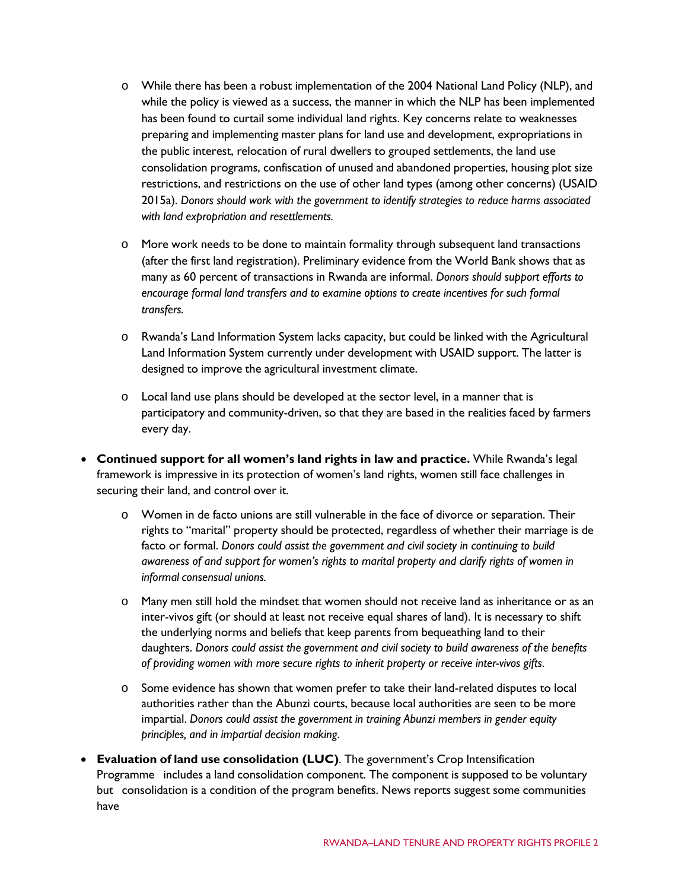- While there has been a robust implementation of the 2004 National Land Policy (NLP), and while the policy is viewed as a success, the manner in which the NLP has been implemented has been found to curtail some individual land rights. Key concerns relate to weaknesses preparing and implementing master plans for land use and development, expropriations in the public interest, relocation of rural dwellers to grouped settlements, the land use consolidation programs, confiscation of unused and abandoned properties, housing plot size restrictions, and restrictions on the use of other land types (among other concerns) (USAID 2015a). *Donors should work with the government to identify strategies to reduce harms associated with land expropriation and resettlements.*
    - More work needs to be done to maintain formality through subsequent land transactions (after the first land registration). Preliminary evidence from the World Bank shows that as many as 60 percent of transactions in Rwanda are informal. *Donors should support efforts to encourage formal land transfers and to examine options to create incentives for such formal transfers.*
    - Rwanda's Land Information System lacks capacity, but could be linked with the Agricultural Land Information System currently under development with USAID support. The latter is designed to improve the agricultural investment climate.
    - Local land use plans should be developed at the sector level, in a manner that is participatory and community-driven, so that they are based in the realities faced by farmers every day.

- **Continued support for all women's land rights in law and practice.** While Rwanda's legal framework is impressive in its protection of women's land rights, women still face challenges in securing their land, and control over it.
    - Women in de facto unions are still vulnerable in the face of divorce or separation. Their rights to "marital" property should be protected, regardless of whether their marriage is de facto or formal. *Donors could assist the government and civil society in continuing to build awareness of and support for women's rights to marital property and clarify rights of women in informal consensual unions.*
    - Many men still hold the mindset that women should not receive land as inheritance or as an inter-vivos gift (or should at least not receive equal shares of land). It is necessary to shift the underlying norms and beliefs that keep parents from bequeathing land to their daughters. *Donors could assist the government and civil society to build awareness of the benefits of providing women with more secure rights to inherit property or receive inter-vivos gifts.*
    - Some evidence has shown that women prefer to take their land-related disputes to local authorities rather than the Abunzi courts, because local authorities are seen to be more impartial. *Donors could assist the government in training Abunzi members in gender equity principles, and in impartial decision making.*

- **Evaluation of land use consolidation (LUC)**. The government's Crop Intensification Programme includes a land consolidation component. The component is supposed to be voluntary but consolidation is a condition of the program benefits. News reports suggest some communities have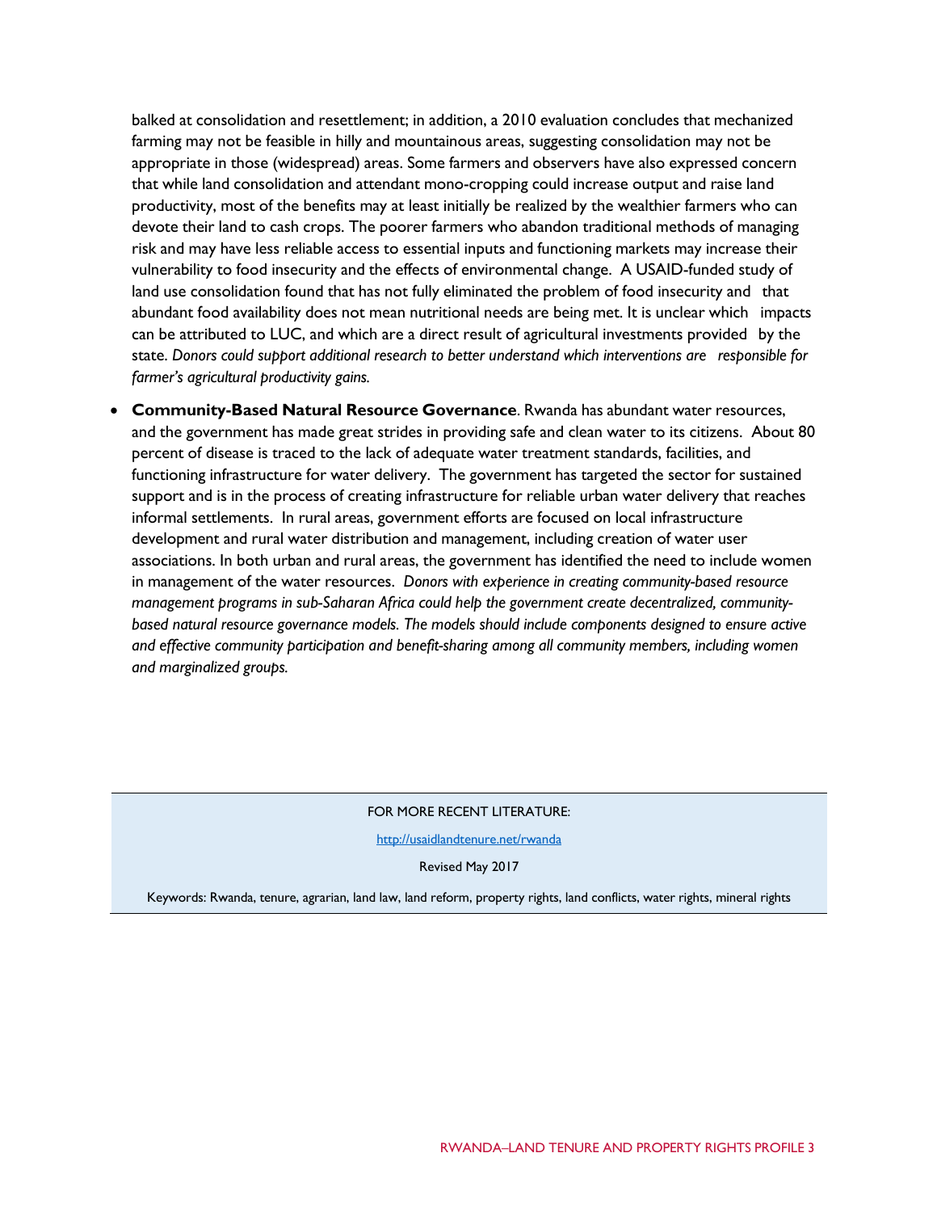balked at consolidation and resettlement; in addition, a 2010 evaluation concludes that mechanized farming may not be feasible in hilly and mountainous areas, suggesting consolidation may not be appropriate in those (widespread) areas. Some farmers and observers have also expressed concern that while land consolidation and attendant mono-cropping could increase output and raise land productivity, most of the benefits may at least initially be realized by the wealthier farmers who can devote their land to cash crops. The poorer farmers who abandon traditional methods of managing risk and may have less reliable access to essential inputs and functioning markets may increase their vulnerability to food insecurity and the effects of environmental change. A USAID-funded study of land use consolidation found that has not fully eliminated the problem of food insecurity and that abundant food availability does not mean nutritional needs are being met. It is unclear which impacts can be attributed to LUC, and which are a direct result of agricultural investments provided by the state. *Donors could support additional research to better understand which interventions are responsible for farmer's agricultural productivity gains.*

- **Community-Based Natural Resource Governance**. Rwanda has abundant water resources, and the government has made great strides in providing safe and clean water to its citizens. About 80 percent of disease is traced to the lack of adequate water treatment standards, facilities, and functioning infrastructure for water delivery. The government has targeted the sector for sustained support and is in the process of creating infrastructure for reliable urban water delivery that reaches informal settlements. In rural areas, government efforts are focused on local infrastructure development and rural water distribution and management, including creation of water user associations. In both urban and rural areas, the government has identified the need to include women in management of the water resources. *Donors with experience in creating community-based resource management programs in sub-Saharan Africa could help the government create decentralized, community-based natural resource governance models. The models should include components designed to ensure active and effective community participation and benefit-sharing among all community members, including women and marginalized groups.*

FOR MORE RECENT LITERATURE:

http://usaidlandtenure.net/rwanda

Revised May 2017

Keywords: Rwanda, tenure, agrarian, land law, land reform, property rights, land conflicts, water rights, mineral rights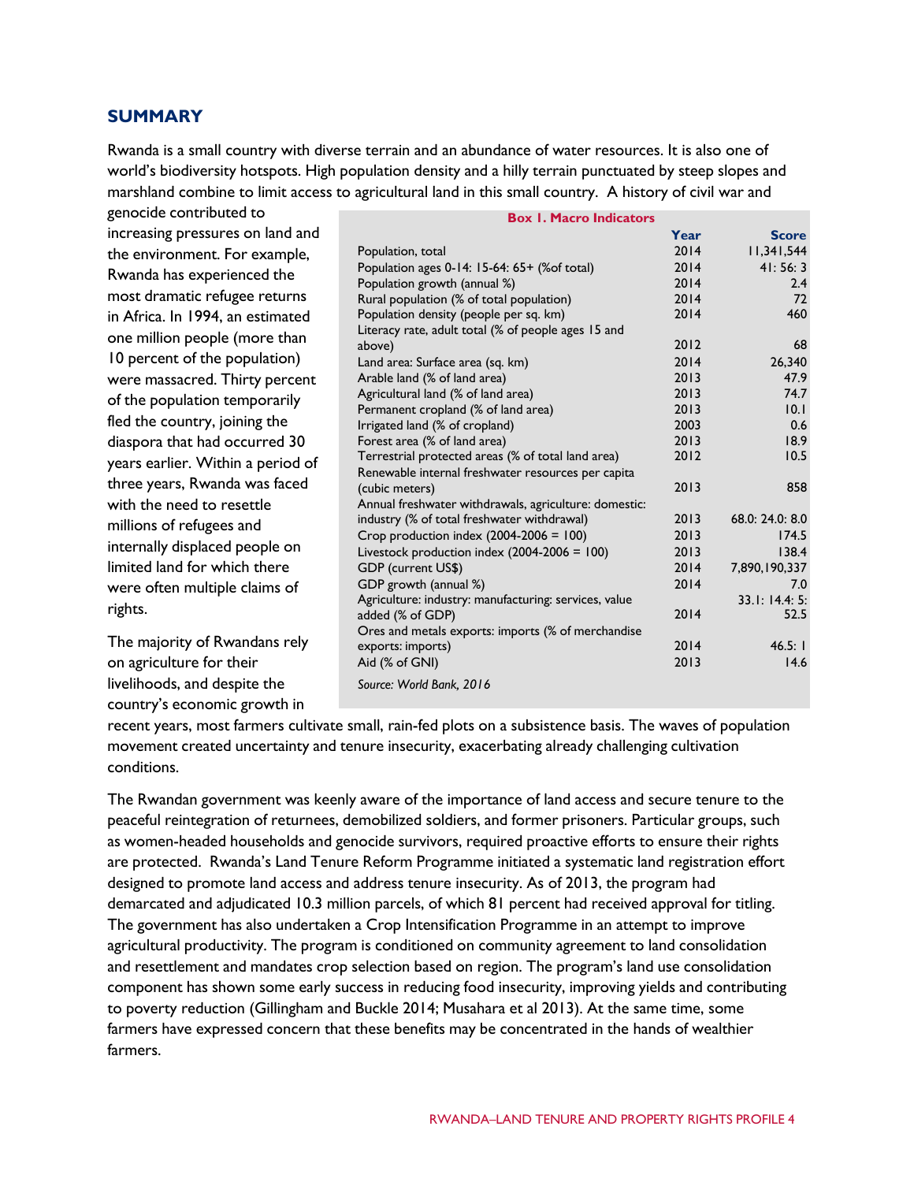## SUMMARY

Rwanda is a small country with diverse terrain and an abundance of water resources. It is also one of world's biodiversity hotspots. High population density and a hilly terrain punctuated by steep slopes and marshland combine to limit access to agricultural land in this small country. A history of civil war and genocide contributed to increasing pressures on land and the environment. For example, Rwanda has experienced the most dramatic refugee returns in Africa. In 1994, an estimated one million people (more than 10 percent of the population) were massacred. Thirty percent of the population temporarily fled the country, joining the diaspora that had occurred 30 years earlier. Within a period of three years, Rwanda was faced with the need to resettle millions of refugees and internally displaced people on limited land for which there were often multiple claims of rights.

**Box 1. Macro Indicators**

| | Year | Score |
|---|---|---|
| Population, total | 2014 | 11,341,544 |
| Population ages 0-14: 15-64: 65+ (%of total) | 2014 | 41: 56: 3 |
| Population growth (annual %) | 2014 | 2.4 |
| Rural population (% of total population) | 2014 | 72 |
| Population density (people per sq. km) | 2014 | 460 |
| Literacy rate, adult total (% of people ages 15 and above) | 2012 | 68 |
| Land area: Surface area (sq. km) | 2014 | 26,340 |
| Arable land (% of land area) | 2013 | 47.9 |
| Agricultural land (% of land area) | 2013 | 74.7 |
| Permanent cropland (% of land area) | 2013 | 10.1 |
| Irrigated land (% of cropland) | 2003 | 0.6 |
| Forest area (% of land area) | 2013 | 18.9 |
| Terrestrial protected areas (% of total land area) | 2012 | 10.5 |
| Renewable internal freshwater resources per capita (cubic meters) | 2013 | 858 |
| Annual freshwater withdrawals, agriculture: domestic: industry (% of total freshwater withdrawal) | 2013 | 68.0: 24.0: 8.0 |
| Crop production index (2004-2006 = 100) | 2013 | 174.5 |
| Livestock production index (2004-2006 = 100) | 2013 | 138.4 |
| GDP (current US$) | 2014 | 7,890,190,337 |
| GDP growth (annual %) | 2014 | 7.0 |
| Agriculture: industry: manufacturing: services, value added (% of GDP) | 2014 | 33.1: 14.4: 5: 52.5 |
| Ores and metals exports: imports (% of merchandise exports: imports) | 2014 | 46.5: 1 |
| Aid (% of GNI) | 2013 | 14.6 |

*Source: World Bank, 2016*

The majority of Rwandans rely on agriculture for their livelihoods, and despite the country's economic growth in recent years, most farmers cultivate small, rain-fed plots on a subsistence basis. The waves of population movement created uncertainty and tenure insecurity, exacerbating already challenging cultivation conditions.

The Rwandan government was keenly aware of the importance of land access and secure tenure to the peaceful reintegration of returnees, demobilized soldiers, and former prisoners. Particular groups, such as women-headed households and genocide survivors, required proactive efforts to ensure their rights are protected. Rwanda's Land Tenure Reform Programme initiated a systematic land registration effort designed to promote land access and address tenure insecurity. As of 2013, the program had demarcated and adjudicated 10.3 million parcels, of which 81 percent had received approval for titling. The government has also undertaken a Crop Intensification Programme in an attempt to improve agricultural productivity. The program is conditioned on community agreement to land consolidation and resettlement and mandates crop selection based on region. The program's land use consolidation component has shown some early success in reducing food insecurity, improving yields and contributing to poverty reduction (Gillingham and Buckle 2014; Musahara et al 2013). At the same time, some farmers have expressed concern that these benefits may be concentrated in the hands of wealthier farmers.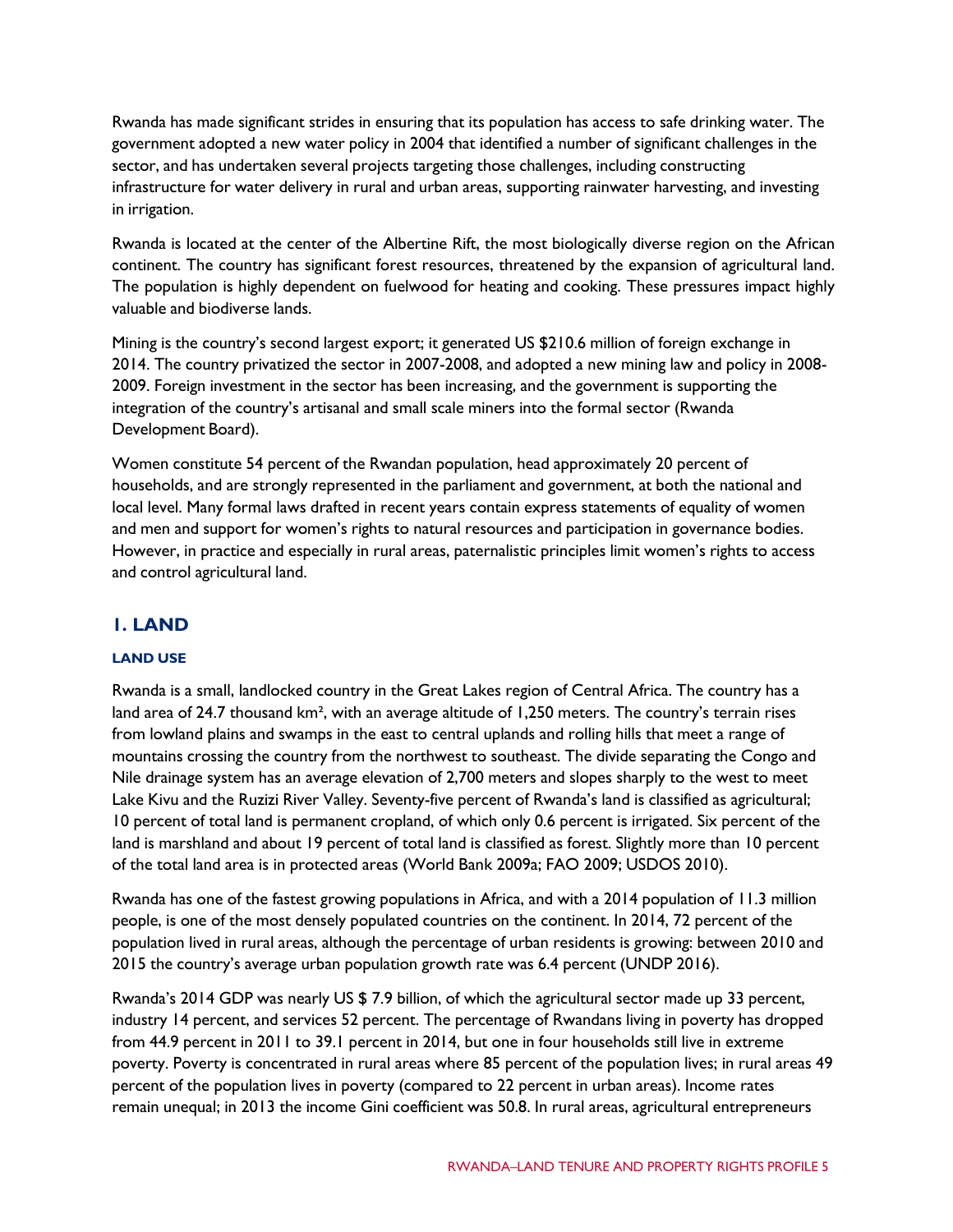Rwanda has made significant strides in ensuring that its population has access to safe drinking water. The government adopted a new water policy in 2004 that identified a number of significant challenges in the sector, and has undertaken several projects targeting those challenges, including constructing infrastructure for water delivery in rural and urban areas, supporting rainwater harvesting, and investing in irrigation.

Rwanda is located at the center of the Albertine Rift, the most biologically diverse region on the African continent. The country has significant forest resources, threatened by the expansion of agricultural land. The population is highly dependent on fuelwood for heating and cooking. These pressures impact highly valuable and biodiverse lands.

Mining is the country's second largest export; it generated US $210.6 million of foreign exchange in 2014. The country privatized the sector in 2007-2008, and adopted a new mining law and policy in 2008-2009. Foreign investment in the sector has been increasing, and the government is supporting the integration of the country's artisanal and small scale miners into the formal sector (Rwanda Development Board).

Women constitute 54 percent of the Rwandan population, head approximately 20 percent of households, and are strongly represented in the parliament and government, at both the national and local level. Many formal laws drafted in recent years contain express statements of equality of women and men and support for women's rights to natural resources and participation in governance bodies. However, in practice and especially in rural areas, paternalistic principles limit women's rights to access and control agricultural land.

## 1. LAND

### LAND USE

Rwanda is a small, landlocked country in the Great Lakes region of Central Africa. The country has a land area of 24.7 thousand km², with an average altitude of 1,250 meters. The country's terrain rises from lowland plains and swamps in the east to central uplands and rolling hills that meet a range of mountains crossing the country from the northwest to southeast. The divide separating the Congo and Nile drainage system has an average elevation of 2,700 meters and slopes sharply to the west to meet Lake Kivu and the Ruzizi River Valley. Seventy-five percent of Rwanda's land is classified as agricultural; 10 percent of total land is permanent cropland, of which only 0.6 percent is irrigated. Six percent of the land is marshland and about 19 percent of total land is classified as forest. Slightly more than 10 percent of the total land area is in protected areas (World Bank 2009a; FAO 2009; USDOS 2010).

Rwanda has one of the fastest growing populations in Africa, and with a 2014 population of 11.3 million people, is one of the most densely populated countries on the continent. In 2014, 72 percent of the population lived in rural areas, although the percentage of urban residents is growing: between 2010 and 2015 the country's average urban population growth rate was 6.4 percent (UNDP 2016).

Rwanda's 2014 GDP was nearly US $ 7.9 billion, of which the agricultural sector made up 33 percent, industry 14 percent, and services 52 percent. The percentage of Rwandans living in poverty has dropped from 44.9 percent in 2011 to 39.1 percent in 2014, but one in four households still live in extreme poverty. Poverty is concentrated in rural areas where 85 percent of the population lives; in rural areas 49 percent of the population lives in poverty (compared to 22 percent in urban areas). Income rates remain unequal; in 2013 the income Gini coefficient was 50.8. In rural areas, agricultural entrepreneurs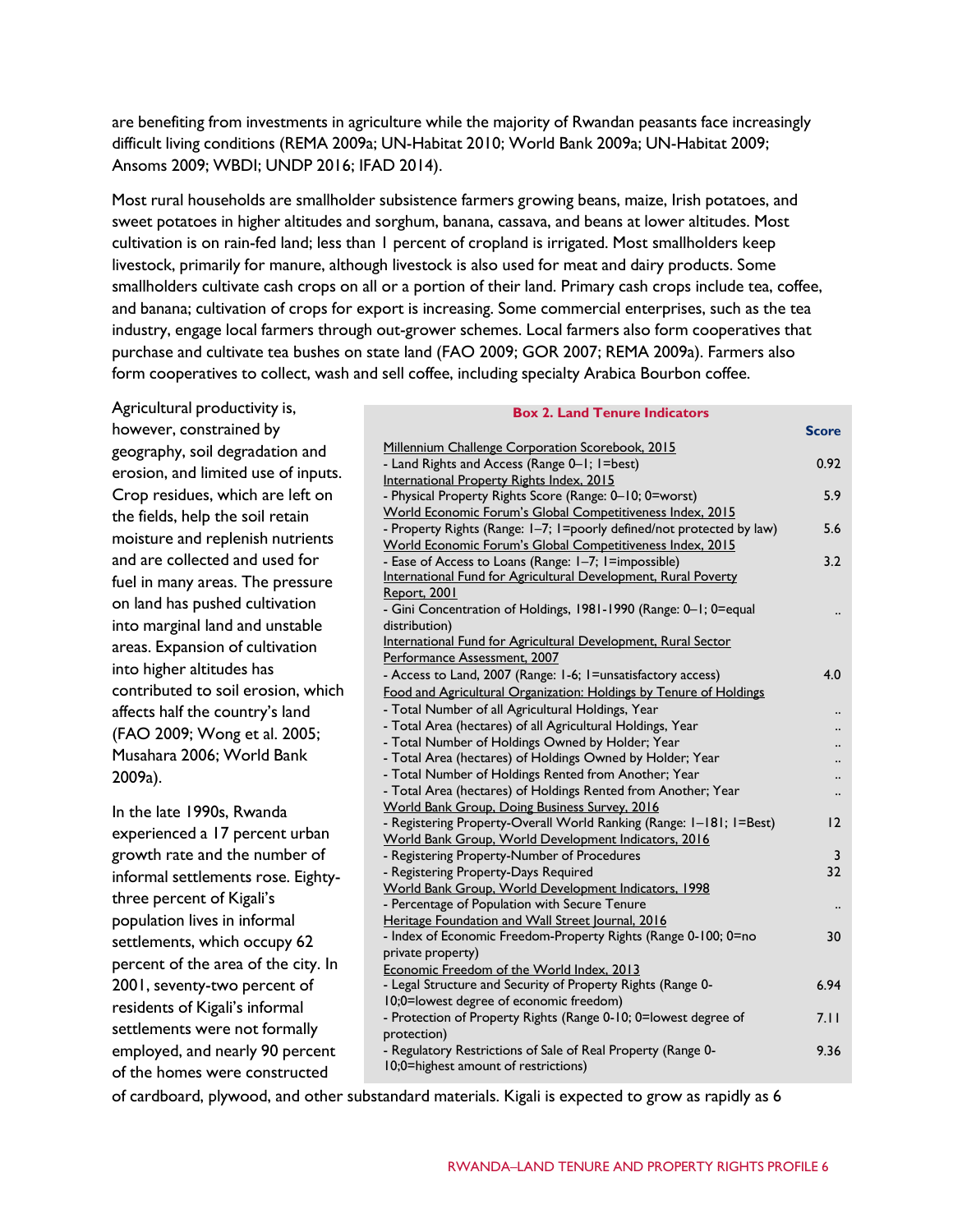are benefiting from investments in agriculture while the majority of Rwandan peasants face increasingly difficult living conditions (REMA 2009a; UN-Habitat 2010; World Bank 2009a; UN-Habitat 2009; Ansoms 2009; WBDI; UNDP 2016; IFAD 2014).

Most rural households are smallholder subsistence farmers growing beans, maize, Irish potatoes, and sweet potatoes in higher altitudes and sorghum, banana, cassava, and beans at lower altitudes. Most cultivation is on rain-fed land; less than 1 percent of cropland is irrigated. Most smallholders keep livestock, primarily for manure, although livestock is also used for meat and dairy products. Some smallholders cultivate cash crops on all or a portion of their land. Primary cash crops include tea, coffee, and banana; cultivation of crops for export is increasing. Some commercial enterprises, such as the tea industry, engage local farmers through out-grower schemes. Local farmers also form cooperatives that purchase and cultivate tea bushes on state land (FAO 2009; GOR 2007; REMA 2009a). Farmers also form cooperatives to collect, wash and sell coffee, including specialty Arabica Bourbon coffee.

Agricultural productivity is, however, constrained by geography, soil degradation and erosion, and limited use of inputs. Crop residues, which are left on the fields, help the soil retain moisture and replenish nutrients and are collected and used for fuel in many areas. The pressure on land has pushed cultivation into marginal land and unstable areas. Expansion of cultivation into higher altitudes has contributed to soil erosion, which affects half the country's land (FAO 2009; Wong et al. 2005; Musahara 2006; World Bank 2009a).

In the late 1990s, Rwanda experienced a 17 percent urban growth rate and the number of informal settlements rose. Eighty-three percent of Kigali's population lives in informal settlements, which occupy 62 percent of the area of the city. In 2001, seventy-two percent of residents of Kigali's informal settlements were not formally employed, and nearly 90 percent of the homes were constructed of cardboard, plywood, and other substandard materials. Kigali is expected to grow as rapidly as 6

**Box 2. Land Tenure Indicators**

| | Score |
|---|---|
| Millennium Challenge Corporation Scorebook, 2015 | |
| - Land Rights and Access (Range 0–1; 1=best) | 0.92 |
| International Property Rights Index, 2015 | |
| - Physical Property Rights Score (Range: 0–10; 0=worst) | 5.9 |
| World Economic Forum's Global Competitiveness Index, 2015 | |
| - Property Rights (Range: 1–7; 1=poorly defined/not protected by law) | 5.6 |
| World Economic Forum's Global Competitiveness Index, 2015 | |
| - Ease of Access to Loans (Range: 1–7; 1=impossible) | 3.2 |
| International Fund for Agricultural Development, Rural Poverty Report, 2001 | |
| - Gini Concentration of Holdings, 1981-1990 (Range: 0–1; 0=equal distribution) | .. |
| International Fund for Agricultural Development, Rural Sector Performance Assessment, 2007 | |
| - Access to Land, 2007 (Range: 1-6; 1=unsatisfactory access) | 4.0 |
| Food and Agricultural Organization: Holdings by Tenure of Holdings | |
| - Total Number of all Agricultural Holdings, Year | .. |
| - Total Area (hectares) of all Agricultural Holdings, Year | .. |
| - Total Number of Holdings Owned by Holder; Year | .. |
| - Total Area (hectares) of Holdings Owned by Holder; Year | .. |
| - Total Number of Holdings Rented from Another; Year | .. |
| - Total Area (hectares) of Holdings Rented from Another; Year | .. |
| World Bank Group, Doing Business Survey, 2016 | |
| - Registering Property-Overall World Ranking (Range: 1–181; 1=Best) | 12 |
| World Bank Group, World Development Indicators, 2016 | |
| - Registering Property-Number of Procedures | 3 |
| - Registering Property-Days Required | 32 |
| World Bank Group, World Development Indicators, 1998 | |
| - Percentage of Population with Secure Tenure | .. |
| Heritage Foundation and Wall Street Journal, 2016 | |
| - Index of Economic Freedom-Property Rights (Range 0-100; 0=no private property) | 30 |
| Economic Freedom of the World Index, 2013 | |
| - Legal Structure and Security of Property Rights (Range 0-10;0=lowest degree of economic freedom) | 6.94 |
| - Protection of Property Rights (Range 0-10; 0=lowest degree of protection) | 7.11 |
| - Regulatory Restrictions of Sale of Real Property (Range 0-10;0=highest amount of restrictions) | 9.36 |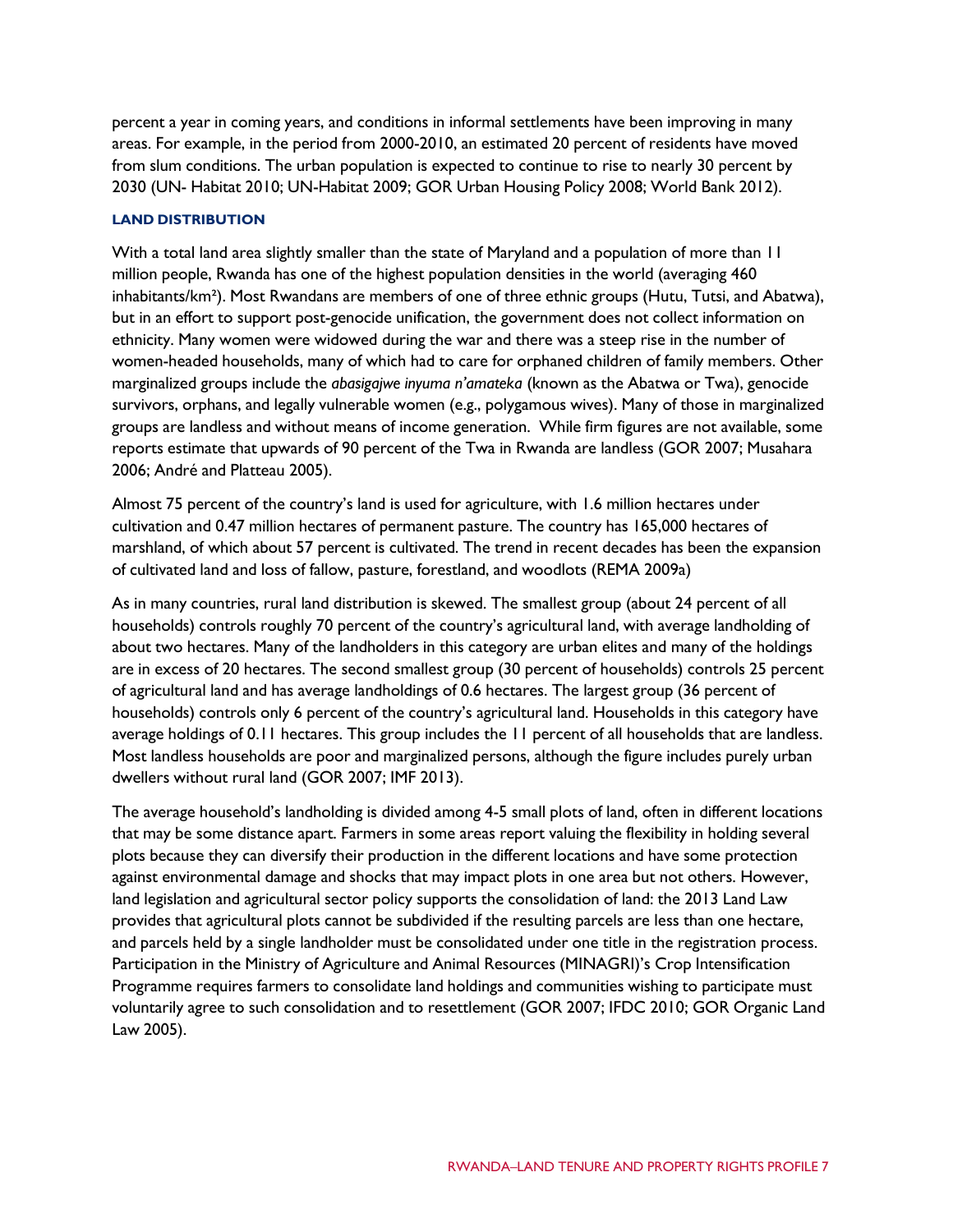percent a year in coming years, and conditions in informal settlements have been improving in many areas. For example, in the period from 2000-2010, an estimated 20 percent of residents have moved from slum conditions. The urban population is expected to continue to rise to nearly 30 percent by 2030 (UN- Habitat 2010; UN-Habitat 2009; GOR Urban Housing Policy 2008; World Bank 2012).

### LAND DISTRIBUTION

With a total land area slightly smaller than the state of Maryland and a population of more than 11 million people, Rwanda has one of the highest population densities in the world (averaging 460 inhabitants/km²). Most Rwandans are members of one of three ethnic groups (Hutu, Tutsi, and Abatwa), but in an effort to support post-genocide unification, the government does not collect information on ethnicity. Many women were widowed during the war and there was a steep rise in the number of women-headed households, many of which had to care for orphaned children of family members. Other marginalized groups include the *abasigajwe inyuma n'amateka* (known as the Abatwa or Twa), genocide survivors, orphans, and legally vulnerable women (e.g., polygamous wives). Many of those in marginalized groups are landless and without means of income generation. While firm figures are not available, some reports estimate that upwards of 90 percent of the Twa in Rwanda are landless (GOR 2007; Musahara 2006; André and Platteau 2005).

Almost 75 percent of the country's land is used for agriculture, with 1.6 million hectares under cultivation and 0.47 million hectares of permanent pasture. The country has 165,000 hectares of marshland, of which about 57 percent is cultivated. The trend in recent decades has been the expansion of cultivated land and loss of fallow, pasture, forestland, and woodlots (REMA 2009a)

As in many countries, rural land distribution is skewed. The smallest group (about 24 percent of all households) controls roughly 70 percent of the country's agricultural land, with average landholding of about two hectares. Many of the landholders in this category are urban elites and many of the holdings are in excess of 20 hectares. The second smallest group (30 percent of households) controls 25 percent of agricultural land and has average landholdings of 0.6 hectares. The largest group (36 percent of households) controls only 6 percent of the country's agricultural land. Households in this category have average holdings of 0.11 hectares. This group includes the 11 percent of all households that are landless. Most landless households are poor and marginalized persons, although the figure includes purely urban dwellers without rural land (GOR 2007; IMF 2013).

The average household's landholding is divided among 4-5 small plots of land, often in different locations that may be some distance apart. Farmers in some areas report valuing the flexibility in holding several plots because they can diversify their production in the different locations and have some protection against environmental damage and shocks that may impact plots in one area but not others. However, land legislation and agricultural sector policy supports the consolidation of land: the 2013 Land Law provides that agricultural plots cannot be subdivided if the resulting parcels are less than one hectare, and parcels held by a single landholder must be consolidated under one title in the registration process. Participation in the Ministry of Agriculture and Animal Resources (MINAGRI)'s Crop Intensification Programme requires farmers to consolidate land holdings and communities wishing to participate must voluntarily agree to such consolidation and to resettlement (GOR 2007; IFDC 2010; GOR Organic Land Law 2005).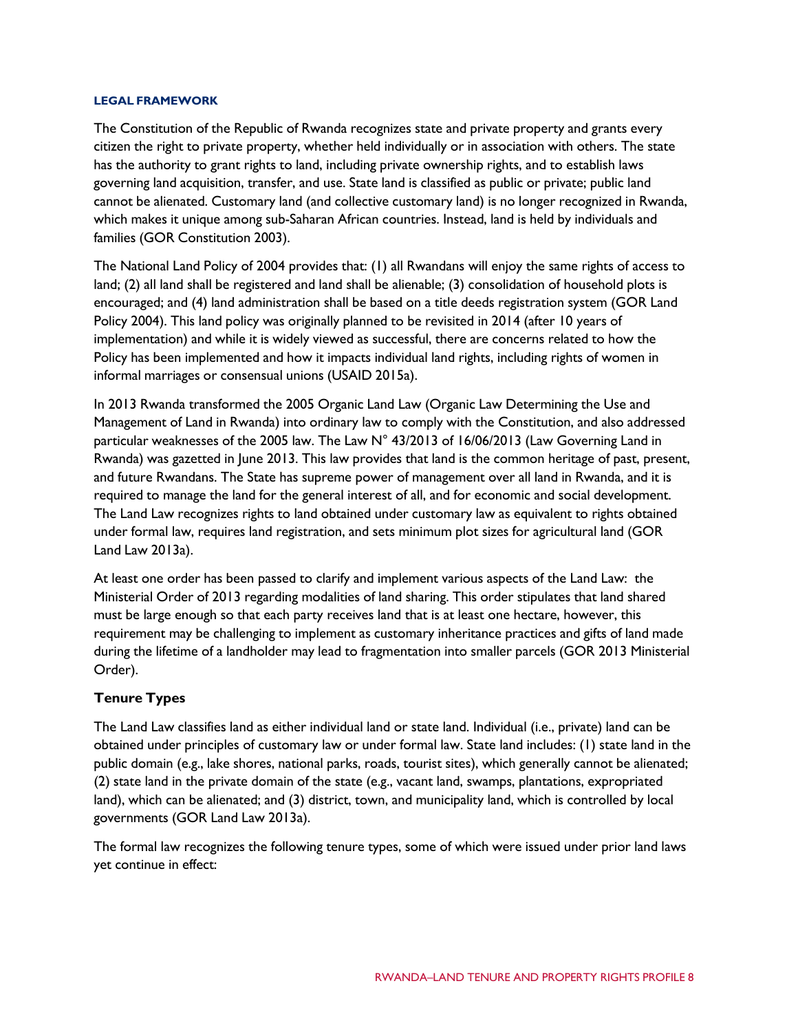## LEGAL FRAMEWORK

The Constitution of the Republic of Rwanda recognizes state and private property and grants every citizen the right to private property, whether held individually or in association with others. The state has the authority to grant rights to land, including private ownership rights, and to establish laws governing land acquisition, transfer, and use. State land is classified as public or private; public land cannot be alienated. Customary land (and collective customary land) is no longer recognized in Rwanda, which makes it unique among sub-Saharan African countries. Instead, land is held by individuals and families (GOR Constitution 2003).

The National Land Policy of 2004 provides that: (1) all Rwandans will enjoy the same rights of access to land; (2) all land shall be registered and land shall be alienable; (3) consolidation of household plots is encouraged; and (4) land administration shall be based on a title deeds registration system (GOR Land Policy 2004). This land policy was originally planned to be revisited in 2014 (after 10 years of implementation) and while it is widely viewed as successful, there are concerns related to how the Policy has been implemented and how it impacts individual land rights, including rights of women in informal marriages or consensual unions (USAID 2015a).

In 2013 Rwanda transformed the 2005 Organic Land Law (Organic Law Determining the Use and Management of Land in Rwanda) into ordinary law to comply with the Constitution, and also addressed particular weaknesses of the 2005 law. The Law N° 43/2013 of 16/06/2013 (Law Governing Land in Rwanda) was gazetted in June 2013. This law provides that land is the common heritage of past, present, and future Rwandans. The State has supreme power of management over all land in Rwanda, and it is required to manage the land for the general interest of all, and for economic and social development. The Land Law recognizes rights to land obtained under customary law as equivalent to rights obtained under formal law, requires land registration, and sets minimum plot sizes for agricultural land (GOR Land Law 2013a).

At least one order has been passed to clarify and implement various aspects of the Land Law: the Ministerial Order of 2013 regarding modalities of land sharing. This order stipulates that land shared must be large enough so that each party receives land that is at least one hectare, however, this requirement may be challenging to implement as customary inheritance practices and gifts of land made during the lifetime of a landholder may lead to fragmentation into smaller parcels (GOR 2013 Ministerial Order).

### Tenure Types

The Land Law classifies land as either individual land or state land. Individual (i.e., private) land can be obtained under principles of customary law or under formal law. State land includes: (1) state land in the public domain (e.g., lake shores, national parks, roads, tourist sites), which generally cannot be alienated; (2) state land in the private domain of the state (e.g., vacant land, swamps, plantations, expropriated land), which can be alienated; and (3) district, town, and municipality land, which is controlled by local governments (GOR Land Law 2013a).

The formal law recognizes the following tenure types, some of which were issued under prior land laws yet continue in effect: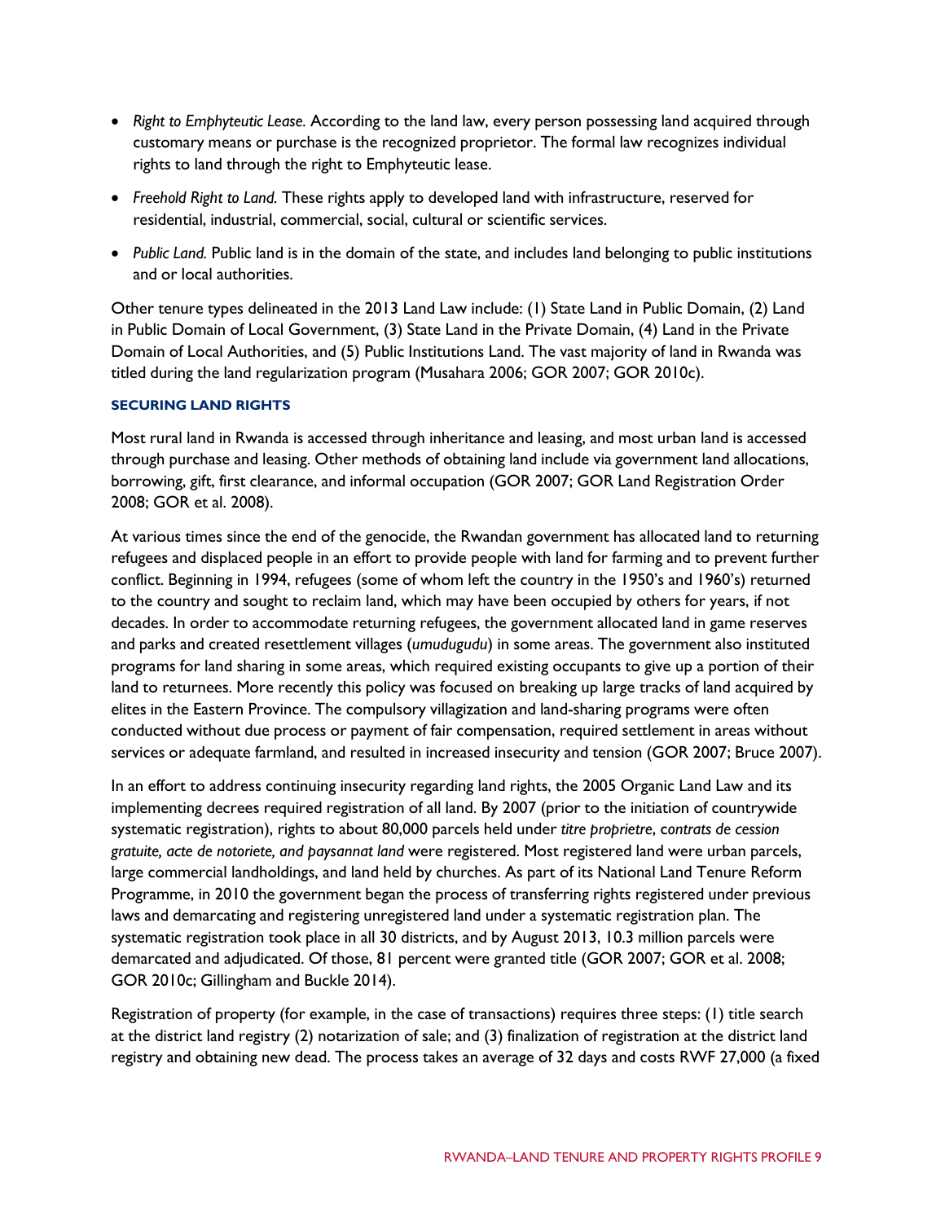- *Right to Emphyteutic Lease.* According to the land law, every person possessing land acquired through customary means or purchase is the recognized proprietor. The formal law recognizes individual rights to land through the right to Emphyteutic lease.
- *Freehold Right to Land.* These rights apply to developed land with infrastructure, reserved for residential, industrial, commercial, social, cultural or scientific services.
- *Public Land.* Public land is in the domain of the state, and includes land belonging to public institutions and or local authorities.

Other tenure types delineated in the 2013 Land Law include: (1) State Land in Public Domain, (2) Land in Public Domain of Local Government, (3) State Land in the Private Domain, (4) Land in the Private Domain of Local Authorities, and (5) Public Institutions Land. The vast majority of land in Rwanda was titled during the land regularization program (Musahara 2006; GOR 2007; GOR 2010c).

### SECURING LAND RIGHTS

Most rural land in Rwanda is accessed through inheritance and leasing, and most urban land is accessed through purchase and leasing. Other methods of obtaining land include via government land allocations, borrowing, gift, first clearance, and informal occupation (GOR 2007; GOR Land Registration Order 2008; GOR et al. 2008).

At various times since the end of the genocide, the Rwandan government has allocated land to returning refugees and displaced people in an effort to provide people with land for farming and to prevent further conflict. Beginning in 1994, refugees (some of whom left the country in the 1950's and 1960's) returned to the country and sought to reclaim land, which may have been occupied by others for years, if not decades. In order to accommodate returning refugees, the government allocated land in game reserves and parks and created resettlement villages (*umudugudu*) in some areas. The government also instituted programs for land sharing in some areas, which required existing occupants to give up a portion of their land to returnees. More recently this policy was focused on breaking up large tracks of land acquired by elites in the Eastern Province. The compulsory villagization and land-sharing programs were often conducted without due process or payment of fair compensation, required settlement in areas without services or adequate farmland, and resulted in increased insecurity and tension (GOR 2007; Bruce 2007).

In an effort to address continuing insecurity regarding land rights, the 2005 Organic Land Law and its implementing decrees required registration of all land. By 2007 (prior to the initiation of countrywide systematic registration), rights to about 80,000 parcels held under *titre proprietre*, *contrats de cession gratuite, acte de notoriete, and paysannat land* were registered. Most registered land were urban parcels, large commercial landholdings, and land held by churches. As part of its National Land Tenure Reform Programme, in 2010 the government began the process of transferring rights registered under previous laws and demarcating and registering unregistered land under a systematic registration plan. The systematic registration took place in all 30 districts, and by August 2013, 10.3 million parcels were demarcated and adjudicated. Of those, 81 percent were granted title (GOR 2007; GOR et al. 2008; GOR 2010c; Gillingham and Buckle 2014).

Registration of property (for example, in the case of transactions) requires three steps: (1) title search at the district land registry (2) notarization of sale; and (3) finalization of registration at the district land registry and obtaining new dead. The process takes an average of 32 days and costs RWF 27,000 (a fixed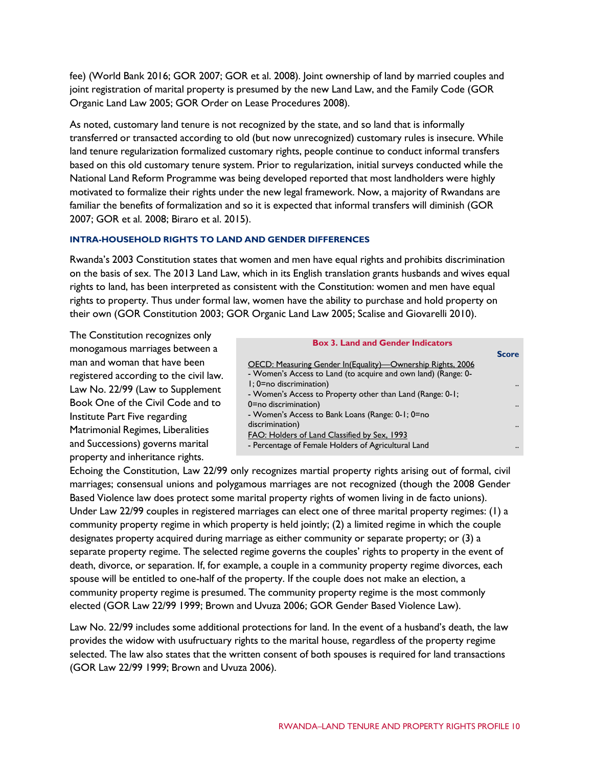fee) (World Bank 2016; GOR 2007; GOR et al. 2008). Joint ownership of land by married couples and joint registration of marital property is presumed by the new Land Law, and the Family Code (GOR Organic Land Law 2005; GOR Order on Lease Procedures 2008).

As noted, customary land tenure is not recognized by the state, and so land that is informally transferred or transacted according to old (but now unrecognized) customary rules is insecure. While land tenure regularization formalized customary rights, people continue to conduct informal transfers based on this old customary tenure system. Prior to regularization, initial surveys conducted while the National Land Reform Programme was being developed reported that most landholders were highly motivated to formalize their rights under the new legal framework. Now, a majority of Rwandans are familiar the benefits of formalization and so it is expected that informal transfers will diminish (GOR 2007; GOR et al. 2008; Biraro et al. 2015).

### INTRA-HOUSEHOLD RIGHTS TO LAND AND GENDER DIFFERENCES

Rwanda's 2003 Constitution states that women and men have equal rights and prohibits discrimination on the basis of sex. The 2013 Land Law, which in its English translation grants husbands and wives equal rights to land, has been interpreted as consistent with the Constitution: women and men have equal rights to property. Thus under formal law, women have the ability to purchase and hold property on their own (GOR Constitution 2003; GOR Organic Land Law 2005; Scalise and Giovarelli 2010).

**Box 3. Land and Gender Indicators**

| | Score |
|---|---|
| OECD: Measuring Gender In(Equality)—Ownership Rights, 2006 | |
| - Women's Access to Land (to acquire and own land) (Range: 0-1; 0=no discrimination) | .. |
| - Women's Access to Property other than Land (Range: 0-1; 0=no discrimination) | .. |
| - Women's Access to Bank Loans (Range: 0-1; 0=no discrimination) | .. |
| FAO: Holders of Land Classified by Sex, 1993 | |
| - Percentage of Female Holders of Agricultural Land | .. |

The Constitution recognizes only monogamous marriages between a man and woman that have been registered according to the civil law. Law No. 22/99 (Law to Supplement Book One of the Civil Code and to Institute Part Five regarding Matrimonial Regimes, Liberalities and Successions) governs marital property and inheritance rights. Echoing the Constitution, Law 22/99 only recognizes martial property rights arising out of formal, civil marriages; consensual unions and polygamous marriages are not recognized (though the 2008 Gender Based Violence law does protect some marital property rights of women living in de facto unions). Under Law 22/99 couples in registered marriages can elect one of three marital property regimes: (1) a community property regime in which property is held jointly; (2) a limited regime in which the couple designates property acquired during marriage as either community or separate property; or (3) a separate property regime. The selected regime governs the couples' rights to property in the event of death, divorce, or separation. If, for example, a couple in a community property regime divorces, each spouse will be entitled to one-half of the property. If the couple does not make an election, a community property regime is presumed. The community property regime is the most commonly elected (GOR Law 22/99 1999; Brown and Uvuza 2006; GOR Gender Based Violence Law).

Law No. 22/99 includes some additional protections for land. In the event of a husband's death, the law provides the widow with usufructuary rights to the marital house, regardless of the property regime selected. The law also states that the written consent of both spouses is required for land transactions (GOR Law 22/99 1999; Brown and Uvuza 2006).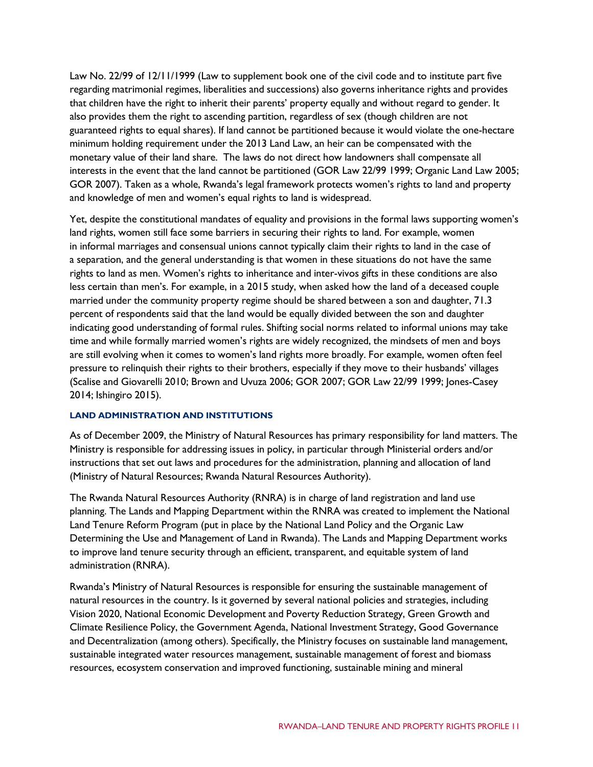Law No. 22/99 of 12/11/1999 (Law to supplement book one of the civil code and to institute part five regarding matrimonial regimes, liberalities and successions) also governs inheritance rights and provides that children have the right to inherit their parents' property equally and without regard to gender. It also provides them the right to ascending partition, regardless of sex (though children are not guaranteed rights to equal shares). If land cannot be partitioned because it would violate the one-hectare minimum holding requirement under the 2013 Land Law, an heir can be compensated with the monetary value of their land share. The laws do not direct how landowners shall compensate all interests in the event that the land cannot be partitioned (GOR Law 22/99 1999; Organic Land Law 2005; GOR 2007). Taken as a whole, Rwanda's legal framework protects women's rights to land and property and knowledge of men and women's equal rights to land is widespread.

Yet, despite the constitutional mandates of equality and provisions in the formal laws supporting women's land rights, women still face some barriers in securing their rights to land. For example, women in informal marriages and consensual unions cannot typically claim their rights to land in the case of a separation, and the general understanding is that women in these situations do not have the same rights to land as men. Women's rights to inheritance and inter-vivos gifts in these conditions are also less certain than men's. For example, in a 2015 study, when asked how the land of a deceased couple married under the community property regime should be shared between a son and daughter, 71.3 percent of respondents said that the land would be equally divided between the son and daughter indicating good understanding of formal rules. Shifting social norms related to informal unions may take time and while formally married women's rights are widely recognized, the mindsets of men and boys are still evolving when it comes to women's land rights more broadly. For example, women often feel pressure to relinquish their rights to their brothers, especially if they move to their husbands' villages (Scalise and Giovarelli 2010; Brown and Uvuza 2006; GOR 2007; GOR Law 22/99 1999; Jones-Casey 2014; Ishingiro 2015).

### LAND ADMINISTRATION AND INSTITUTIONS

As of December 2009, the Ministry of Natural Resources has primary responsibility for land matters. The Ministry is responsible for addressing issues in policy, in particular through Ministerial orders and/or instructions that set out laws and procedures for the administration, planning and allocation of land (Ministry of Natural Resources; Rwanda Natural Resources Authority).

The Rwanda Natural Resources Authority (RNRA) is in charge of land registration and land use planning. The Lands and Mapping Department within the RNRA was created to implement the National Land Tenure Reform Program (put in place by the National Land Policy and the Organic Law Determining the Use and Management of Land in Rwanda). The Lands and Mapping Department works to improve land tenure security through an efficient, transparent, and equitable system of land administration (RNRA).

Rwanda's Ministry of Natural Resources is responsible for ensuring the sustainable management of natural resources in the country. Is it governed by several national policies and strategies, including Vision 2020, National Economic Development and Poverty Reduction Strategy, Green Growth and Climate Resilience Policy, the Government Agenda, National Investment Strategy, Good Governance and Decentralization (among others). Specifically, the Ministry focuses on sustainable land management, sustainable integrated water resources management, sustainable management of forest and biomass resources, ecosystem conservation and improved functioning, sustainable mining and mineral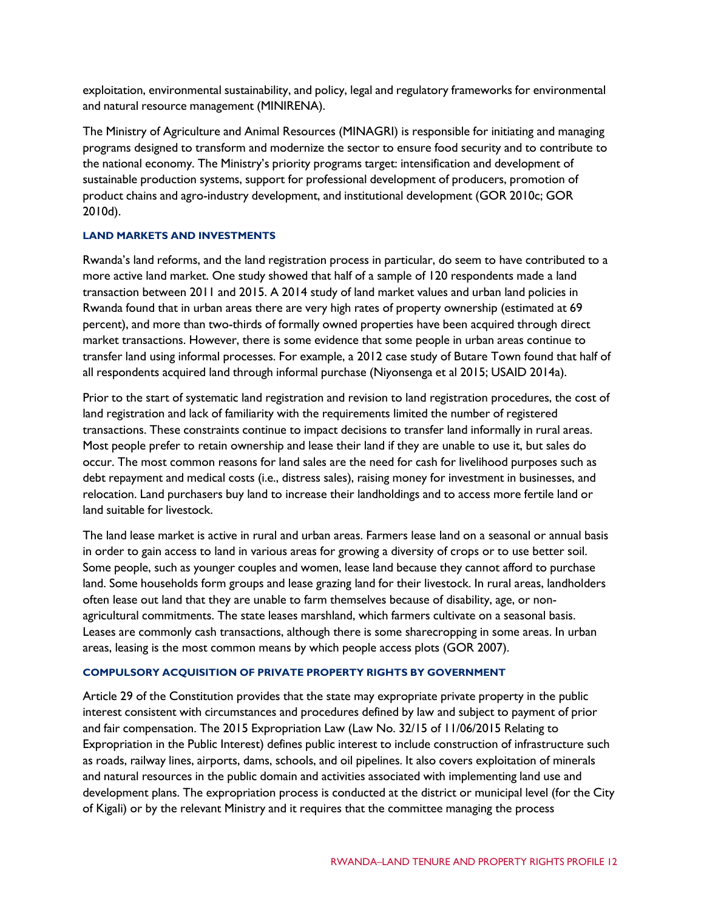exploitation, environmental sustainability, and policy, legal and regulatory frameworks for environmental and natural resource management (MINIRENA).

The Ministry of Agriculture and Animal Resources (MINAGRI) is responsible for initiating and managing programs designed to transform and modernize the sector to ensure food security and to contribute to the national economy. The Ministry's priority programs target: intensification and development of sustainable production systems, support for professional development of producers, promotion of product chains and agro-industry development, and institutional development (GOR 2010c; GOR 2010d).

### LAND MARKETS AND INVESTMENTS

Rwanda's land reforms, and the land registration process in particular, do seem to have contributed to a more active land market. One study showed that half of a sample of 120 respondents made a land transaction between 2011 and 2015. A 2014 study of land market values and urban land policies in Rwanda found that in urban areas there are very high rates of property ownership (estimated at 69 percent), and more than two-thirds of formally owned properties have been acquired through direct market transactions. However, there is some evidence that some people in urban areas continue to transfer land using informal processes. For example, a 2012 case study of Butare Town found that half of all respondents acquired land through informal purchase (Niyonsenga et al 2015; USAID 2014a).

Prior to the start of systematic land registration and revision to land registration procedures, the cost of land registration and lack of familiarity with the requirements limited the number of registered transactions. These constraints continue to impact decisions to transfer land informally in rural areas. Most people prefer to retain ownership and lease their land if they are unable to use it, but sales do occur. The most common reasons for land sales are the need for cash for livelihood purposes such as debt repayment and medical costs (i.e., distress sales), raising money for investment in businesses, and relocation. Land purchasers buy land to increase their landholdings and to access more fertile land or land suitable for livestock.

The land lease market is active in rural and urban areas. Farmers lease land on a seasonal or annual basis in order to gain access to land in various areas for growing a diversity of crops or to use better soil. Some people, such as younger couples and women, lease land because they cannot afford to purchase land. Some households form groups and lease grazing land for their livestock. In rural areas, landholders often lease out land that they are unable to farm themselves because of disability, age, or non-agricultural commitments. The state leases marshland, which farmers cultivate on a seasonal basis. Leases are commonly cash transactions, although there is some sharecropping in some areas. In urban areas, leasing is the most common means by which people access plots (GOR 2007).

### COMPULSORY ACQUISITION OF PRIVATE PROPERTY RIGHTS BY GOVERNMENT

Article 29 of the Constitution provides that the state may expropriate private property in the public interest consistent with circumstances and procedures defined by law and subject to payment of prior and fair compensation. The 2015 Expropriation Law (Law No. 32/15 of 11/06/2015 Relating to Expropriation in the Public Interest) defines public interest to include construction of infrastructure such as roads, railway lines, airports, dams, schools, and oil pipelines. It also covers exploitation of minerals and natural resources in the public domain and activities associated with implementing land use and development plans. The expropriation process is conducted at the district or municipal level (for the City of Kigali) or by the relevant Ministry and it requires that the committee managing the process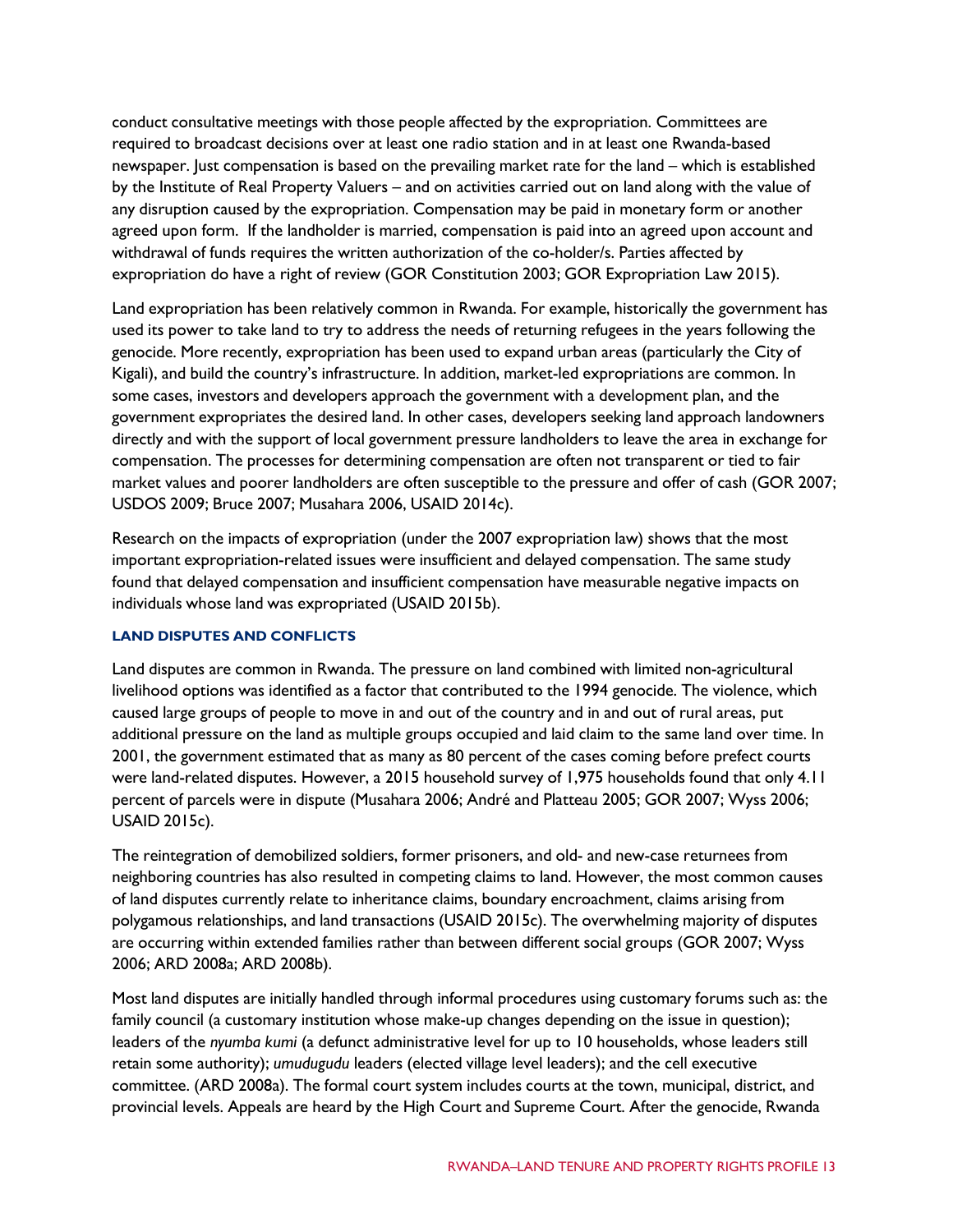conduct consultative meetings with those people affected by the expropriation. Committees are required to broadcast decisions over at least one radio station and in at least one Rwanda-based newspaper. Just compensation is based on the prevailing market rate for the land – which is established by the Institute of Real Property Valuers – and on activities carried out on land along with the value of any disruption caused by the expropriation. Compensation may be paid in monetary form or another agreed upon form. If the landholder is married, compensation is paid into an agreed upon account and withdrawal of funds requires the written authorization of the co-holder/s. Parties affected by expropriation do have a right of review (GOR Constitution 2003; GOR Expropriation Law 2015).

Land expropriation has been relatively common in Rwanda. For example, historically the government has used its power to take land to try to address the needs of returning refugees in the years following the genocide. More recently, expropriation has been used to expand urban areas (particularly the City of Kigali), and build the country's infrastructure. In addition, market-led expropriations are common. In some cases, investors and developers approach the government with a development plan, and the government expropriates the desired land. In other cases, developers seeking land approach landowners directly and with the support of local government pressure landholders to leave the area in exchange for compensation. The processes for determining compensation are often not transparent or tied to fair market values and poorer landholders are often susceptible to the pressure and offer of cash (GOR 2007; USDOS 2009; Bruce 2007; Musahara 2006, USAID 2014c).

Research on the impacts of expropriation (under the 2007 expropriation law) shows that the most important expropriation-related issues were insufficient and delayed compensation. The same study found that delayed compensation and insufficient compensation have measurable negative impacts on individuals whose land was expropriated (USAID 2015b).

### LAND DISPUTES AND CONFLICTS

Land disputes are common in Rwanda. The pressure on land combined with limited non-agricultural livelihood options was identified as a factor that contributed to the 1994 genocide. The violence, which caused large groups of people to move in and out of the country and in and out of rural areas, put additional pressure on the land as multiple groups occupied and laid claim to the same land over time. In 2001, the government estimated that as many as 80 percent of the cases coming before prefect courts were land-related disputes. However, a 2015 household survey of 1,975 households found that only 4.11 percent of parcels were in dispute (Musahara 2006; André and Platteau 2005; GOR 2007; Wyss 2006; USAID 2015c).

The reintegration of demobilized soldiers, former prisoners, and old- and new-case returnees from neighboring countries has also resulted in competing claims to land. However, the most common causes of land disputes currently relate to inheritance claims, boundary encroachment, claims arising from polygamous relationships, and land transactions (USAID 2015c). The overwhelming majority of disputes are occurring within extended families rather than between different social groups (GOR 2007; Wyss 2006; ARD 2008a; ARD 2008b).

Most land disputes are initially handled through informal procedures using customary forums such as: the family council (a customary institution whose make-up changes depending on the issue in question); leaders of the *nyumba kumi* (a defunct administrative level for up to 10 households, whose leaders still retain some authority); *umudugudu* leaders (elected village level leaders); and the cell executive committee. (ARD 2008a). The formal court system includes courts at the town, municipal, district, and provincial levels. Appeals are heard by the High Court and Supreme Court. After the genocide, Rwanda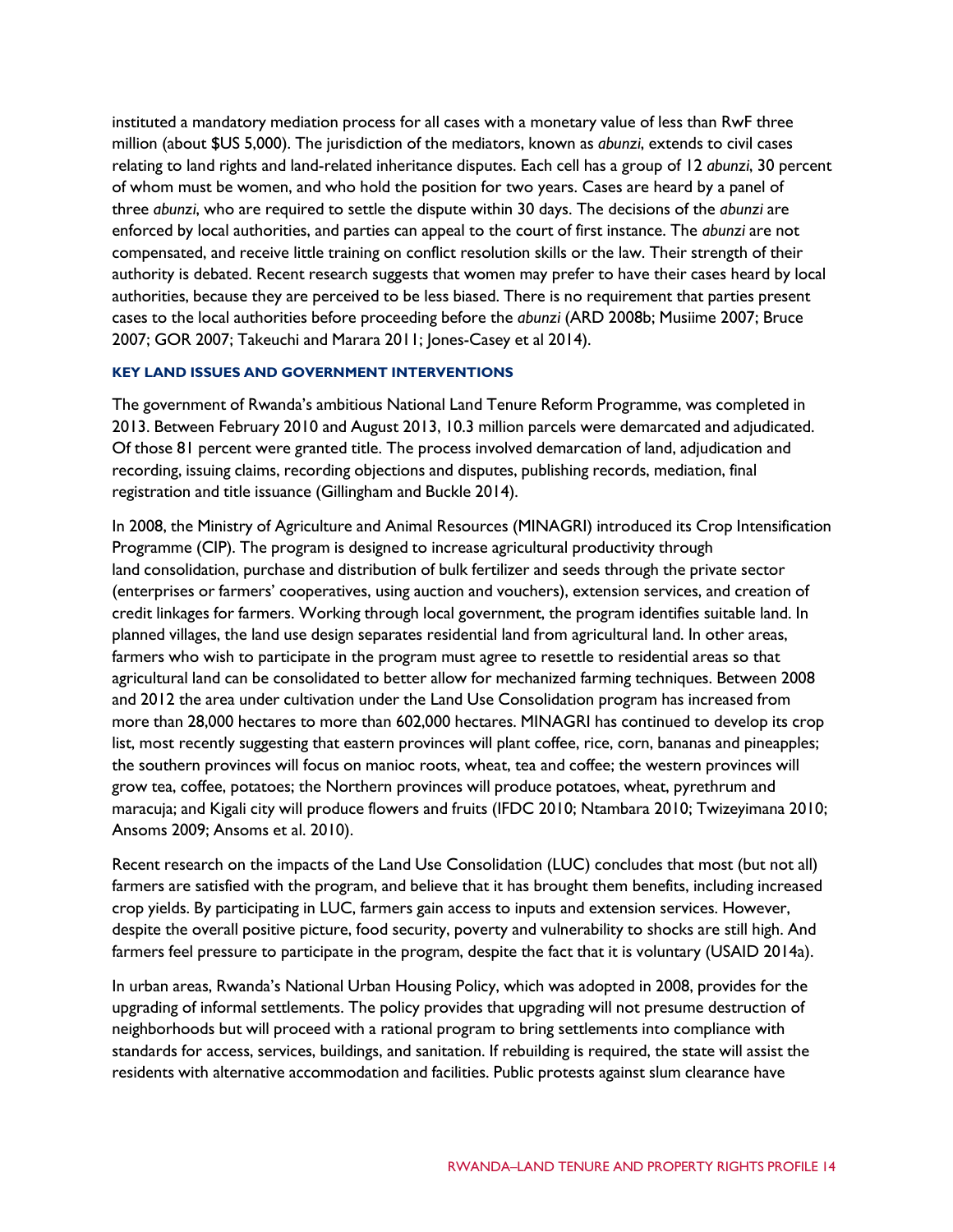instituted a mandatory mediation process for all cases with a monetary value of less than RwF three million (about $US 5,000). The jurisdiction of the mediators, known as *abunzi*, extends to civil cases relating to land rights and land-related inheritance disputes. Each cell has a group of 12 *abunzi*, 30 percent of whom must be women, and who hold the position for two years. Cases are heard by a panel of three *abunzi*, who are required to settle the dispute within 30 days. The decisions of the *abunzi* are enforced by local authorities, and parties can appeal to the court of first instance. The *abunzi* are not compensated, and receive little training on conflict resolution skills or the law. Their strength of their authority is debated. Recent research suggests that women may prefer to have their cases heard by local authorities, because they are perceived to be less biased. There is no requirement that parties present cases to the local authorities before proceeding before the *abunzi* (ARD 2008b; Musiime 2007; Bruce 2007; GOR 2007; Takeuchi and Marara 2011; Jones-Casey et al 2014).

### KEY LAND ISSUES AND GOVERNMENT INTERVENTIONS

The government of Rwanda's ambitious National Land Tenure Reform Programme, was completed in 2013. Between February 2010 and August 2013, 10.3 million parcels were demarcated and adjudicated. Of those 81 percent were granted title. The process involved demarcation of land, adjudication and recording, issuing claims, recording objections and disputes, publishing records, mediation, final registration and title issuance (Gillingham and Buckle 2014).

In 2008, the Ministry of Agriculture and Animal Resources (MINAGRI) introduced its Crop Intensification Programme (CIP). The program is designed to increase agricultural productivity through land consolidation, purchase and distribution of bulk fertilizer and seeds through the private sector (enterprises or farmers' cooperatives, using auction and vouchers), extension services, and creation of credit linkages for farmers. Working through local government, the program identifies suitable land. In planned villages, the land use design separates residential land from agricultural land. In other areas, farmers who wish to participate in the program must agree to resettle to residential areas so that agricultural land can be consolidated to better allow for mechanized farming techniques. Between 2008 and 2012 the area under cultivation under the Land Use Consolidation program has increased from more than 28,000 hectares to more than 602,000 hectares. MINAGRI has continued to develop its crop list, most recently suggesting that eastern provinces will plant coffee, rice, corn, bananas and pineapples; the southern provinces will focus on manioc roots, wheat, tea and coffee; the western provinces will grow tea, coffee, potatoes; the Northern provinces will produce potatoes, wheat, pyrethrum and maracuja; and Kigali city will produce flowers and fruits (IFDC 2010; Ntambara 2010; Twizeyimana 2010; Ansoms 2009; Ansoms et al. 2010).

Recent research on the impacts of the Land Use Consolidation (LUC) concludes that most (but not all) farmers are satisfied with the program, and believe that it has brought them benefits, including increased crop yields. By participating in LUC, farmers gain access to inputs and extension services. However, despite the overall positive picture, food security, poverty and vulnerability to shocks are still high. And farmers feel pressure to participate in the program, despite the fact that it is voluntary (USAID 2014a).

In urban areas, Rwanda's National Urban Housing Policy, which was adopted in 2008, provides for the upgrading of informal settlements. The policy provides that upgrading will not presume destruction of neighborhoods but will proceed with a rational program to bring settlements into compliance with standards for access, services, buildings, and sanitation. If rebuilding is required, the state will assist the residents with alternative accommodation and facilities. Public protests against slum clearance have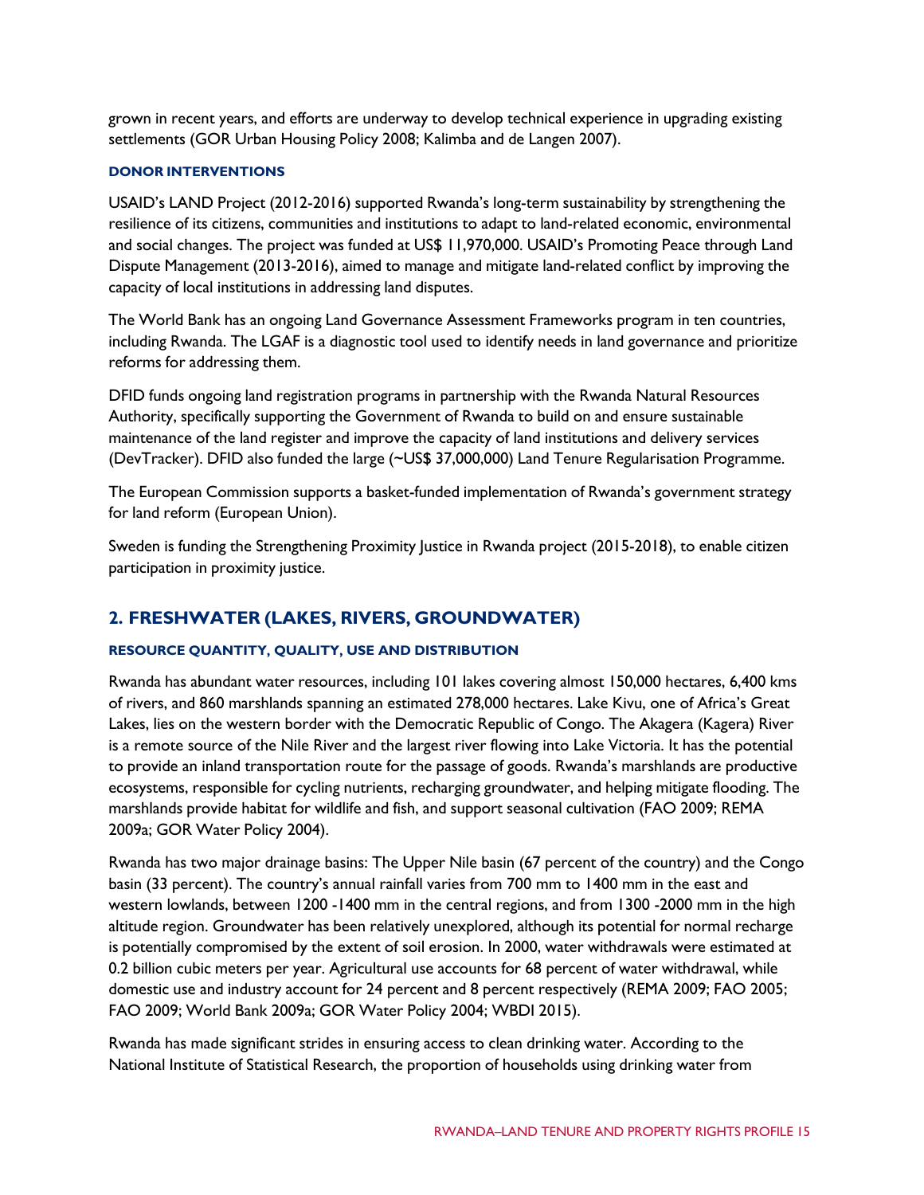grown in recent years, and efforts are underway to develop technical experience in upgrading existing settlements (GOR Urban Housing Policy 2008; Kalimba and de Langen 2007).

#### DONOR INTERVENTIONS

USAID's LAND Project (2012-2016) supported Rwanda's long-term sustainability by strengthening the resilience of its citizens, communities and institutions to adapt to land-related economic, environmental and social changes. The project was funded at US$ 11,970,000. USAID's Promoting Peace through Land Dispute Management (2013-2016), aimed to manage and mitigate land-related conflict by improving the capacity of local institutions in addressing land disputes.

The World Bank has an ongoing Land Governance Assessment Frameworks program in ten countries, including Rwanda. The LGAF is a diagnostic tool used to identify needs in land governance and prioritize reforms for addressing them.

DFID funds ongoing land registration programs in partnership with the Rwanda Natural Resources Authority, specifically supporting the Government of Rwanda to build on and ensure sustainable maintenance of the land register and improve the capacity of land institutions and delivery services (DevTracker). DFID also funded the large (~US$ 37,000,000) Land Tenure Regularisation Programme.

The European Commission supports a basket-funded implementation of Rwanda's government strategy for land reform (European Union).

Sweden is funding the Strengthening Proximity Justice in Rwanda project (2015-2018), to enable citizen participation in proximity justice.

## 2. FRESHWATER (LAKES, RIVERS, GROUNDWATER)

#### RESOURCE QUANTITY, QUALITY, USE AND DISTRIBUTION

Rwanda has abundant water resources, including 101 lakes covering almost 150,000 hectares, 6,400 kms of rivers, and 860 marshlands spanning an estimated 278,000 hectares. Lake Kivu, one of Africa's Great Lakes, lies on the western border with the Democratic Republic of Congo. The Akagera (Kagera) River is a remote source of the Nile River and the largest river flowing into Lake Victoria. It has the potential to provide an inland transportation route for the passage of goods. Rwanda's marshlands are productive ecosystems, responsible for cycling nutrients, recharging groundwater, and helping mitigate flooding. The marshlands provide habitat for wildlife and fish, and support seasonal cultivation (FAO 2009; REMA 2009a; GOR Water Policy 2004).

Rwanda has two major drainage basins: The Upper Nile basin (67 percent of the country) and the Congo basin (33 percent). The country's annual rainfall varies from 700 mm to 1400 mm in the east and western lowlands, between 1200 -1400 mm in the central regions, and from 1300 -2000 mm in the high altitude region. Groundwater has been relatively unexplored, although its potential for normal recharge is potentially compromised by the extent of soil erosion. In 2000, water withdrawals were estimated at 0.2 billion cubic meters per year. Agricultural use accounts for 68 percent of water withdrawal, while domestic use and industry account for 24 percent and 8 percent respectively (REMA 2009; FAO 2005; FAO 2009; World Bank 2009a; GOR Water Policy 2004; WBDI 2015).

Rwanda has made significant strides in ensuring access to clean drinking water. According to the National Institute of Statistical Research, the proportion of households using drinking water from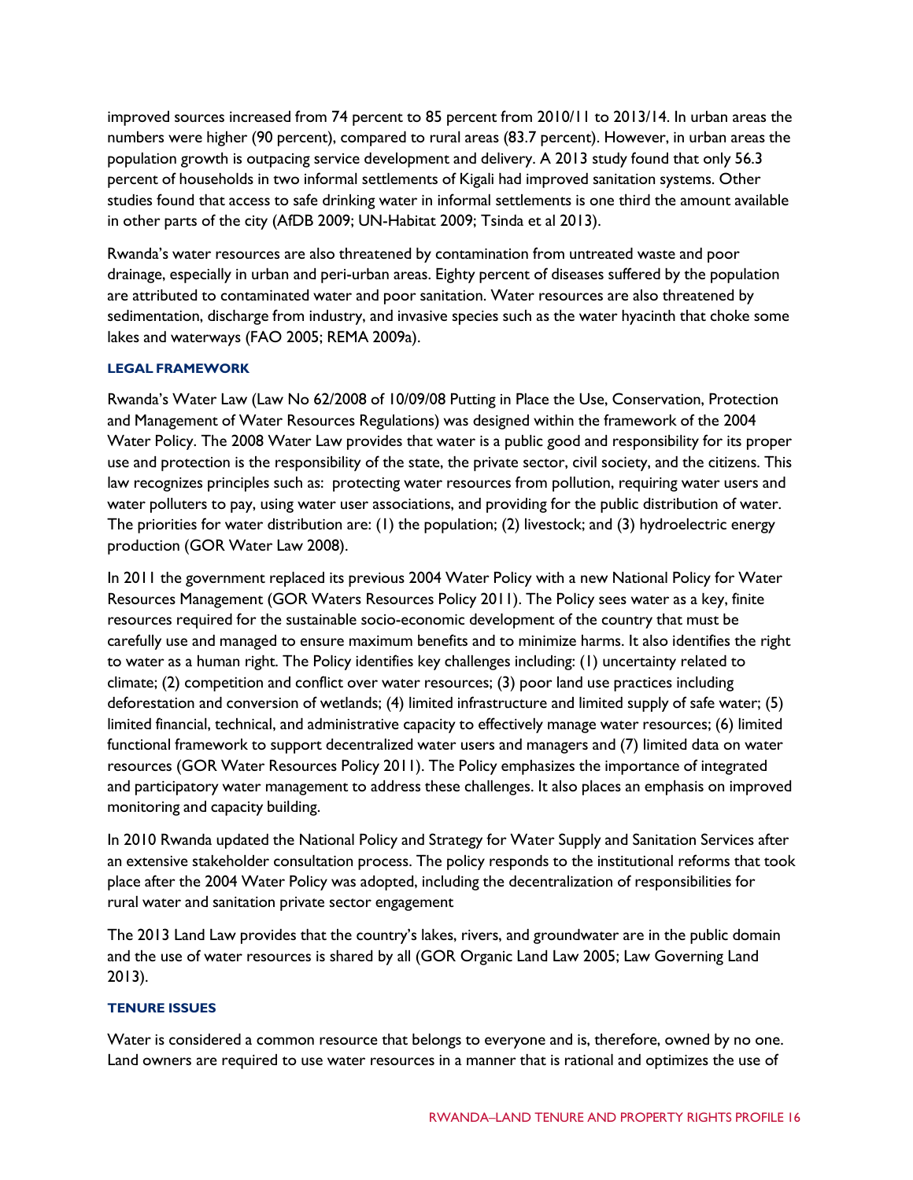improved sources increased from 74 percent to 85 percent from 2010/11 to 2013/14. In urban areas the numbers were higher (90 percent), compared to rural areas (83.7 percent). However, in urban areas the population growth is outpacing service development and delivery. A 2013 study found that only 56.3 percent of households in two informal settlements of Kigali had improved sanitation systems. Other studies found that access to safe drinking water in informal settlements is one third the amount available in other parts of the city (AfDB 2009; UN-Habitat 2009; Tsinda et al 2013).

Rwanda's water resources are also threatened by contamination from untreated waste and poor drainage, especially in urban and peri-urban areas. Eighty percent of diseases suffered by the population are attributed to contaminated water and poor sanitation. Water resources are also threatened by sedimentation, discharge from industry, and invasive species such as the water hyacinth that choke some lakes and waterways (FAO 2005; REMA 2009a).

#### LEGAL FRAMEWORK

Rwanda's Water Law (Law No 62/2008 of 10/09/08 Putting in Place the Use, Conservation, Protection and Management of Water Resources Regulations) was designed within the framework of the 2004 Water Policy. The 2008 Water Law provides that water is a public good and responsibility for its proper use and protection is the responsibility of the state, the private sector, civil society, and the citizens. This law recognizes principles such as: protecting water resources from pollution, requiring water users and water polluters to pay, using water user associations, and providing for the public distribution of water. The priorities for water distribution are: (1) the population; (2) livestock; and (3) hydroelectric energy production (GOR Water Law 2008).

In 2011 the government replaced its previous 2004 Water Policy with a new National Policy for Water Resources Management (GOR Waters Resources Policy 2011). The Policy sees water as a key, finite resources required for the sustainable socio-economic development of the country that must be carefully use and managed to ensure maximum benefits and to minimize harms. It also identifies the right to water as a human right. The Policy identifies key challenges including: (1) uncertainty related to climate; (2) competition and conflict over water resources; (3) poor land use practices including deforestation and conversion of wetlands; (4) limited infrastructure and limited supply of safe water; (5) limited financial, technical, and administrative capacity to effectively manage water resources; (6) limited functional framework to support decentralized water users and managers and (7) limited data on water resources (GOR Water Resources Policy 2011). The Policy emphasizes the importance of integrated and participatory water management to address these challenges. It also places an emphasis on improved monitoring and capacity building.

In 2010 Rwanda updated the National Policy and Strategy for Water Supply and Sanitation Services after an extensive stakeholder consultation process. The policy responds to the institutional reforms that took place after the 2004 Water Policy was adopted, including the decentralization of responsibilities for rural water and sanitation private sector engagement

The 2013 Land Law provides that the country's lakes, rivers, and groundwater are in the public domain and the use of water resources is shared by all (GOR Organic Land Law 2005; Law Governing Land 2013).

#### TENURE ISSUES

Water is considered a common resource that belongs to everyone and is, therefore, owned by no one. Land owners are required to use water resources in a manner that is rational and optimizes the use of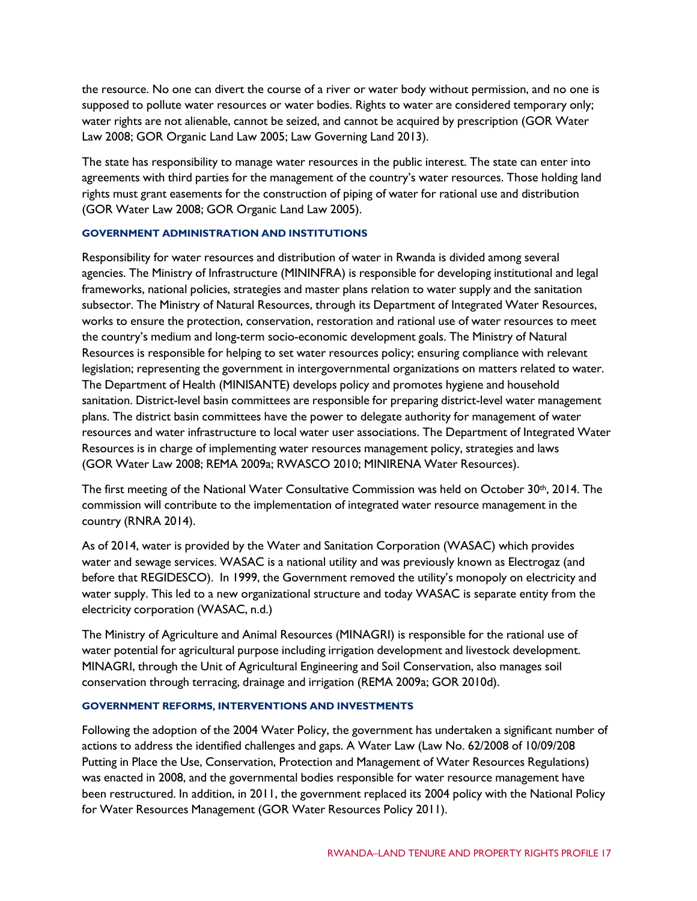the resource. No one can divert the course of a river or water body without permission, and no one is supposed to pollute water resources or water bodies. Rights to water are considered temporary only; water rights are not alienable, cannot be seized, and cannot be acquired by prescription (GOR Water Law 2008; GOR Organic Land Law 2005; Law Governing Land 2013).

The state has responsibility to manage water resources in the public interest. The state can enter into agreements with third parties for the management of the country's water resources. Those holding land rights must grant easements for the construction of piping of water for rational use and distribution (GOR Water Law 2008; GOR Organic Land Law 2005).

### GOVERNMENT ADMINISTRATION AND INSTITUTIONS

Responsibility for water resources and distribution of water in Rwanda is divided among several agencies. The Ministry of Infrastructure (MININFRA) is responsible for developing institutional and legal frameworks, national policies, strategies and master plans relation to water supply and the sanitation subsector. The Ministry of Natural Resources, through its Department of Integrated Water Resources, works to ensure the protection, conservation, restoration and rational use of water resources to meet the country's medium and long-term socio-economic development goals. The Ministry of Natural Resources is responsible for helping to set water resources policy; ensuring compliance with relevant legislation; representing the government in intergovernmental organizations on matters related to water. The Department of Health (MINISANTE) develops policy and promotes hygiene and household sanitation. District-level basin committees are responsible for preparing district-level water management plans. The district basin committees have the power to delegate authority for management of water resources and water infrastructure to local water user associations. The Department of Integrated Water Resources is in charge of implementing water resources management policy, strategies and laws (GOR Water Law 2008; REMA 2009a; RWASCO 2010; MINIRENA Water Resources).

The first meeting of the National Water Consultative Commission was held on October 30th, 2014. The commission will contribute to the implementation of integrated water resource management in the country (RNRA 2014).

As of 2014, water is provided by the Water and Sanitation Corporation (WASAC) which provides water and sewage services. WASAC is a national utility and was previously known as Electrogaz (and before that REGIDESCO). In 1999, the Government removed the utility's monopoly on electricity and water supply. This led to a new organizational structure and today WASAC is separate entity from the electricity corporation (WASAC, n.d.)

The Ministry of Agriculture and Animal Resources (MINAGRI) is responsible for the rational use of water potential for agricultural purpose including irrigation development and livestock development. MINAGRI, through the Unit of Agricultural Engineering and Soil Conservation, also manages soil conservation through terracing, drainage and irrigation (REMA 2009a; GOR 2010d).

### GOVERNMENT REFORMS, INTERVENTIONS AND INVESTMENTS

Following the adoption of the 2004 Water Policy, the government has undertaken a significant number of actions to address the identified challenges and gaps. A Water Law (Law No. 62/2008 of 10/09/208 Putting in Place the Use, Conservation, Protection and Management of Water Resources Regulations) was enacted in 2008, and the governmental bodies responsible for water resource management have been restructured. In addition, in 2011, the government replaced its 2004 policy with the National Policy for Water Resources Management (GOR Water Resources Policy 2011).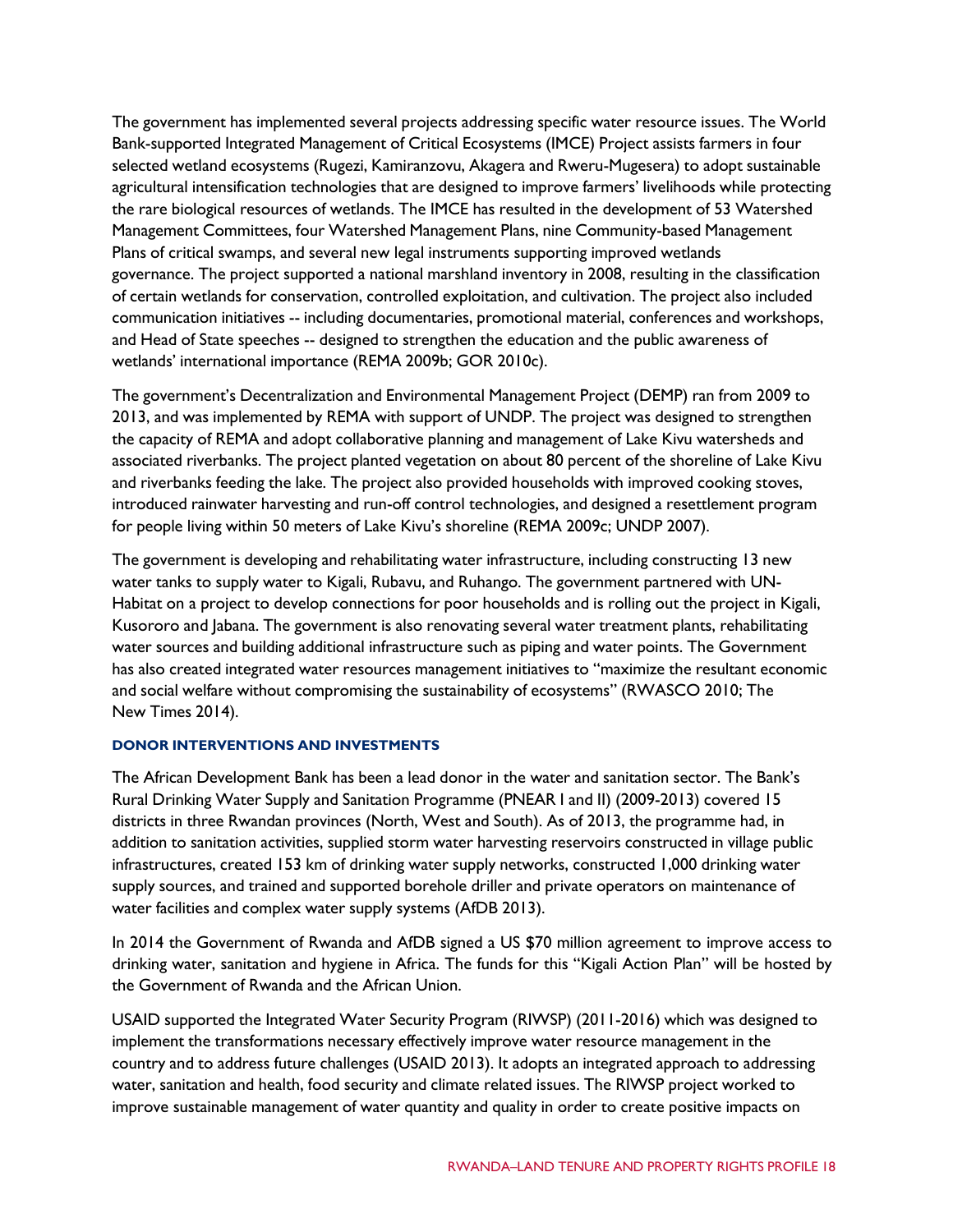The government has implemented several projects addressing specific water resource issues. The World Bank-supported Integrated Management of Critical Ecosystems (IMCE) Project assists farmers in four selected wetland ecosystems (Rugezi, Kamiranzovu, Akagera and Rweru-Mugesera) to adopt sustainable agricultural intensification technologies that are designed to improve farmers' livelihoods while protecting the rare biological resources of wetlands. The IMCE has resulted in the development of 53 Watershed Management Committees, four Watershed Management Plans, nine Community-based Management Plans of critical swamps, and several new legal instruments supporting improved wetlands governance. The project supported a national marshland inventory in 2008, resulting in the classification of certain wetlands for conservation, controlled exploitation, and cultivation. The project also included communication initiatives -- including documentaries, promotional material, conferences and workshops, and Head of State speeches -- designed to strengthen the education and the public awareness of wetlands' international importance (REMA 2009b; GOR 2010c).

The government's Decentralization and Environmental Management Project (DEMP) ran from 2009 to 2013, and was implemented by REMA with support of UNDP. The project was designed to strengthen the capacity of REMA and adopt collaborative planning and management of Lake Kivu watersheds and associated riverbanks. The project planted vegetation on about 80 percent of the shoreline of Lake Kivu and riverbanks feeding the lake. The project also provided households with improved cooking stoves, introduced rainwater harvesting and run-off control technologies, and designed a resettlement program for people living within 50 meters of Lake Kivu's shoreline (REMA 2009c; UNDP 2007).

The government is developing and rehabilitating water infrastructure, including constructing 13 new water tanks to supply water to Kigali, Rubavu, and Ruhango. The government partnered with UN-Habitat on a project to develop connections for poor households and is rolling out the project in Kigali, Kusororo and Jabana. The government is also renovating several water treatment plants, rehabilitating water sources and building additional infrastructure such as piping and water points. The Government has also created integrated water resources management initiatives to "maximize the resultant economic and social welfare without compromising the sustainability of ecosystems" (RWASCO 2010; The New Times 2014).

#### DONOR INTERVENTIONS AND INVESTMENTS

The African Development Bank has been a lead donor in the water and sanitation sector. The Bank's Rural Drinking Water Supply and Sanitation Programme (PNEAR I and II) (2009-2013) covered 15 districts in three Rwandan provinces (North, West and South). As of 2013, the programme had, in addition to sanitation activities, supplied storm water harvesting reservoirs constructed in village public infrastructures, created 153 km of drinking water supply networks, constructed 1,000 drinking water supply sources, and trained and supported borehole driller and private operators on maintenance of water facilities and complex water supply systems (AfDB 2013).

In 2014 the Government of Rwanda and AfDB signed a US $70 million agreement to improve access to drinking water, sanitation and hygiene in Africa. The funds for this "Kigali Action Plan" will be hosted by the Government of Rwanda and the African Union.

USAID supported the Integrated Water Security Program (RIWSP) (2011-2016) which was designed to implement the transformations necessary effectively improve water resource management in the country and to address future challenges (USAID 2013). It adopts an integrated approach to addressing water, sanitation and health, food security and climate related issues. The RIWSP project worked to improve sustainable management of water quantity and quality in order to create positive impacts on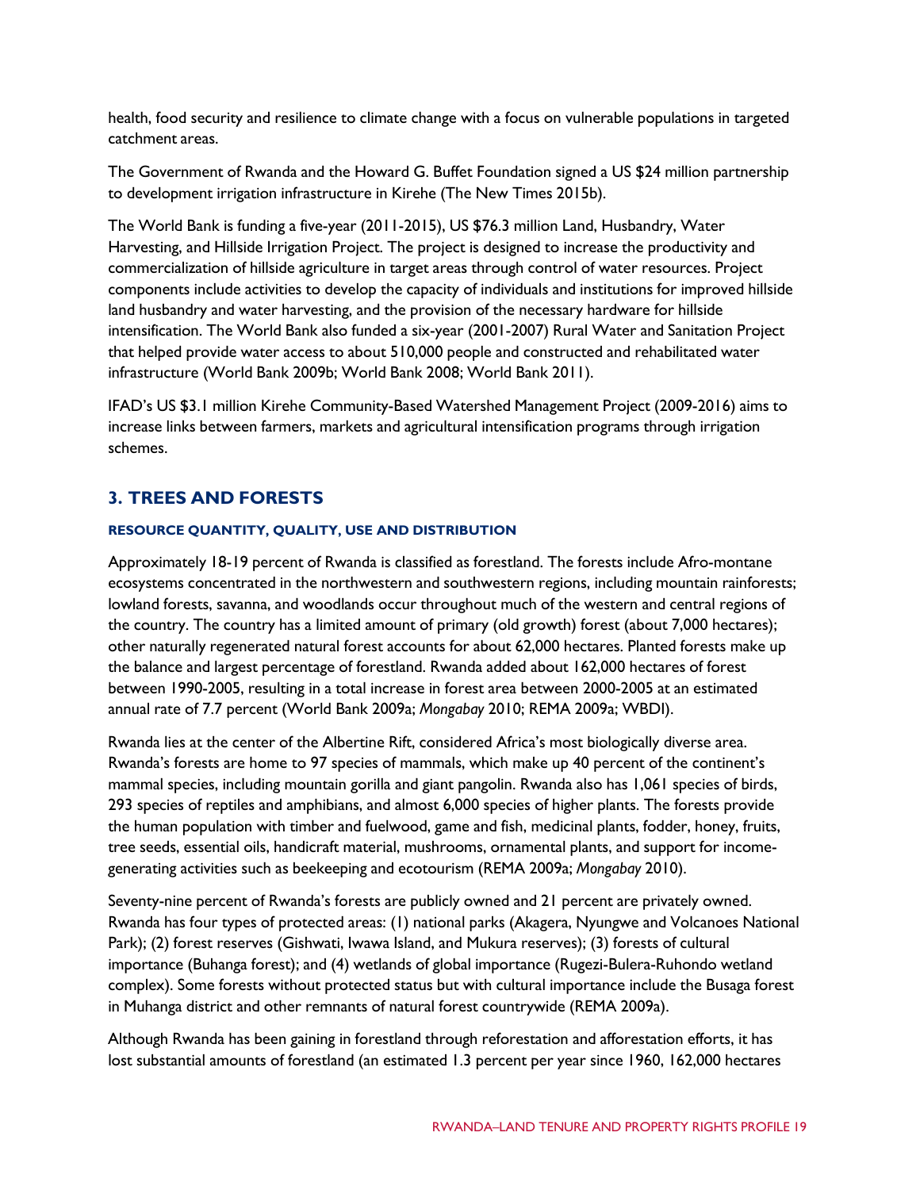health, food security and resilience to climate change with a focus on vulnerable populations in targeted catchment areas.

The Government of Rwanda and the Howard G. Buffet Foundation signed a US $24 million partnership to development irrigation infrastructure in Kirehe (The New Times 2015b).

The World Bank is funding a five-year (2011-2015), US $76.3 million Land, Husbandry, Water Harvesting, and Hillside Irrigation Project. The project is designed to increase the productivity and commercialization of hillside agriculture in target areas through control of water resources. Project components include activities to develop the capacity of individuals and institutions for improved hillside land husbandry and water harvesting, and the provision of the necessary hardware for hillside intensification. The World Bank also funded a six-year (2001-2007) Rural Water and Sanitation Project that helped provide water access to about 510,000 people and constructed and rehabilitated water infrastructure (World Bank 2009b; World Bank 2008; World Bank 2011).

IFAD's US $3.1 million Kirehe Community-Based Watershed Management Project (2009-2016) aims to increase links between farmers, markets and agricultural intensification programs through irrigation schemes.

## 3. TREES AND FORESTS

#### RESOURCE QUANTITY, QUALITY, USE AND DISTRIBUTION

Approximately 18-19 percent of Rwanda is classified as forestland. The forests include Afro-montane ecosystems concentrated in the northwestern and southwestern regions, including mountain rainforests; lowland forests, savanna, and woodlands occur throughout much of the western and central regions of the country. The country has a limited amount of primary (old growth) forest (about 7,000 hectares); other naturally regenerated natural forest accounts for about 62,000 hectares. Planted forests make up the balance and largest percentage of forestland. Rwanda added about 162,000 hectares of forest between 1990-2005, resulting in a total increase in forest area between 2000-2005 at an estimated annual rate of 7.7 percent (World Bank 2009a; *Mongabay* 2010; REMA 2009a; WBDI).

Rwanda lies at the center of the Albertine Rift, considered Africa's most biologically diverse area. Rwanda's forests are home to 97 species of mammals, which make up 40 percent of the continent's mammal species, including mountain gorilla and giant pangolin. Rwanda also has 1,061 species of birds, 293 species of reptiles and amphibians, and almost 6,000 species of higher plants. The forests provide the human population with timber and fuelwood, game and fish, medicinal plants, fodder, honey, fruits, tree seeds, essential oils, handicraft material, mushrooms, ornamental plants, and support for income-generating activities such as beekeeping and ecotourism (REMA 2009a; *Mongabay* 2010).

Seventy-nine percent of Rwanda's forests are publicly owned and 21 percent are privately owned. Rwanda has four types of protected areas: (1) national parks (Akagera, Nyungwe and Volcanoes National Park); (2) forest reserves (Gishwati, Iwawa Island, and Mukura reserves); (3) forests of cultural importance (Buhanga forest); and (4) wetlands of global importance (Rugezi-Bulera-Ruhondo wetland complex). Some forests without protected status but with cultural importance include the Busaga forest in Muhanga district and other remnants of natural forest countrywide (REMA 2009a).

Although Rwanda has been gaining in forestland through reforestation and afforestation efforts, it has lost substantial amounts of forestland (an estimated 1.3 percent per year since 1960, 162,000 hectares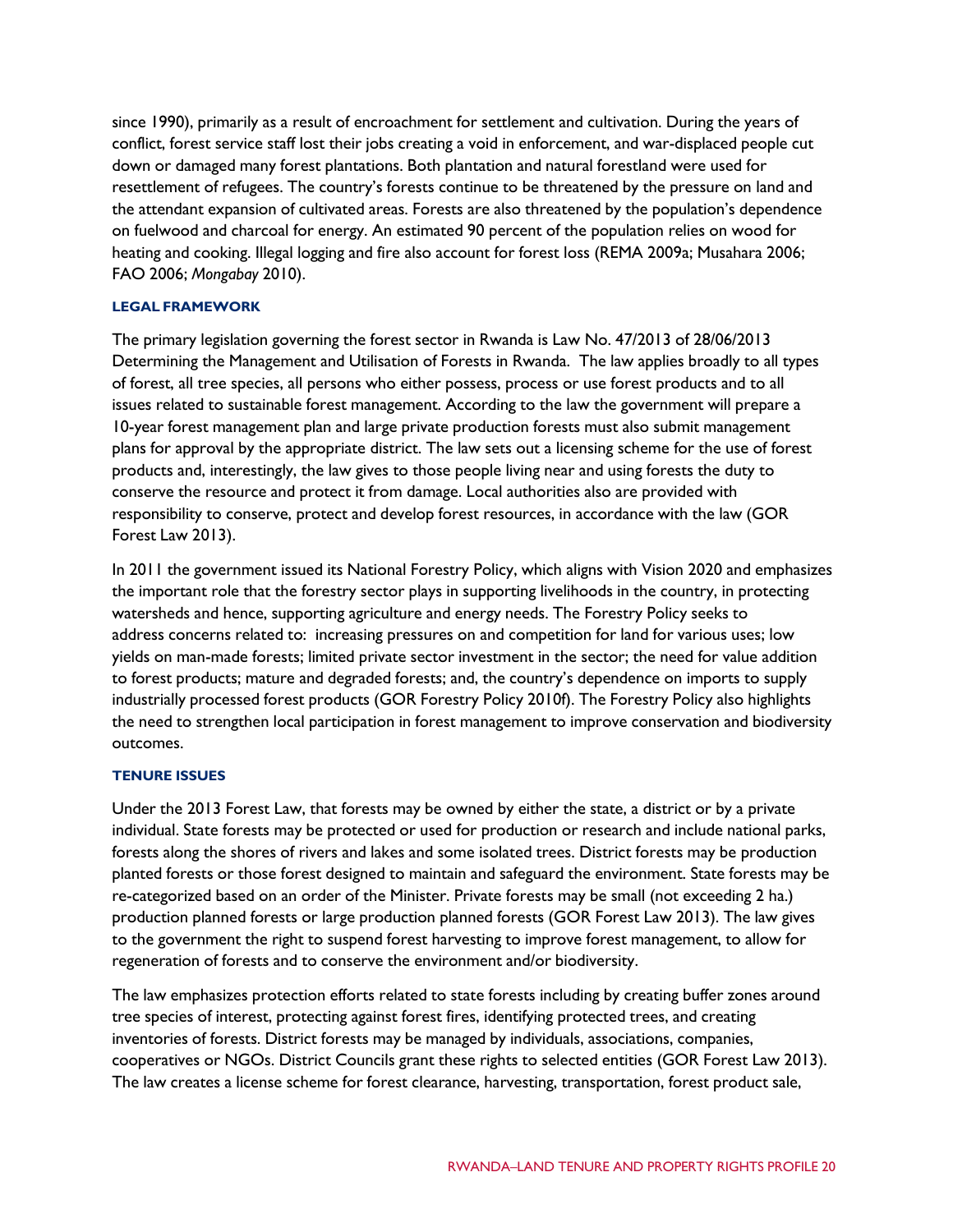since 1990), primarily as a result of encroachment for settlement and cultivation. During the years of conflict, forest service staff lost their jobs creating a void in enforcement, and war-displaced people cut down or damaged many forest plantations. Both plantation and natural forestland were used for resettlement of refugees. The country's forests continue to be threatened by the pressure on land and the attendant expansion of cultivated areas. Forests are also threatened by the population's dependence on fuelwood and charcoal for energy. An estimated 90 percent of the population relies on wood for heating and cooking. Illegal logging and fire also account for forest loss (REMA 2009a; Musahara 2006; FAO 2006; *Mongabay* 2010).

### LEGAL FRAMEWORK

The primary legislation governing the forest sector in Rwanda is Law No. 47/2013 of 28/06/2013 Determining the Management and Utilisation of Forests in Rwanda. The law applies broadly to all types of forest, all tree species, all persons who either possess, process or use forest products and to all issues related to sustainable forest management. According to the law the government will prepare a 10-year forest management plan and large private production forests must also submit management plans for approval by the appropriate district. The law sets out a licensing scheme for the use of forest products and, interestingly, the law gives to those people living near and using forests the duty to conserve the resource and protect it from damage. Local authorities also are provided with responsibility to conserve, protect and develop forest resources, in accordance with the law (GOR Forest Law 2013).

In 2011 the government issued its National Forestry Policy, which aligns with Vision 2020 and emphasizes the important role that the forestry sector plays in supporting livelihoods in the country, in protecting watersheds and hence, supporting agriculture and energy needs. The Forestry Policy seeks to address concerns related to: increasing pressures on and competition for land for various uses; low yields on man-made forests; limited private sector investment in the sector; the need for value addition to forest products; mature and degraded forests; and, the country's dependence on imports to supply industrially processed forest products (GOR Forestry Policy 2010f). The Forestry Policy also highlights the need to strengthen local participation in forest management to improve conservation and biodiversity outcomes.

### TENURE ISSUES

Under the 2013 Forest Law, that forests may be owned by either the state, a district or by a private individual. State forests may be protected or used for production or research and include national parks, forests along the shores of rivers and lakes and some isolated trees. District forests may be production planted forests or those forest designed to maintain and safeguard the environment. State forests may be re-categorized based on an order of the Minister. Private forests may be small (not exceeding 2 ha.) production planned forests or large production planned forests (GOR Forest Law 2013). The law gives to the government the right to suspend forest harvesting to improve forest management, to allow for regeneration of forests and to conserve the environment and/or biodiversity.

The law emphasizes protection efforts related to state forests including by creating buffer zones around tree species of interest, protecting against forest fires, identifying protected trees, and creating inventories of forests. District forests may be managed by individuals, associations, companies, cooperatives or NGOs. District Councils grant these rights to selected entities (GOR Forest Law 2013). The law creates a license scheme for forest clearance, harvesting, transportation, forest product sale,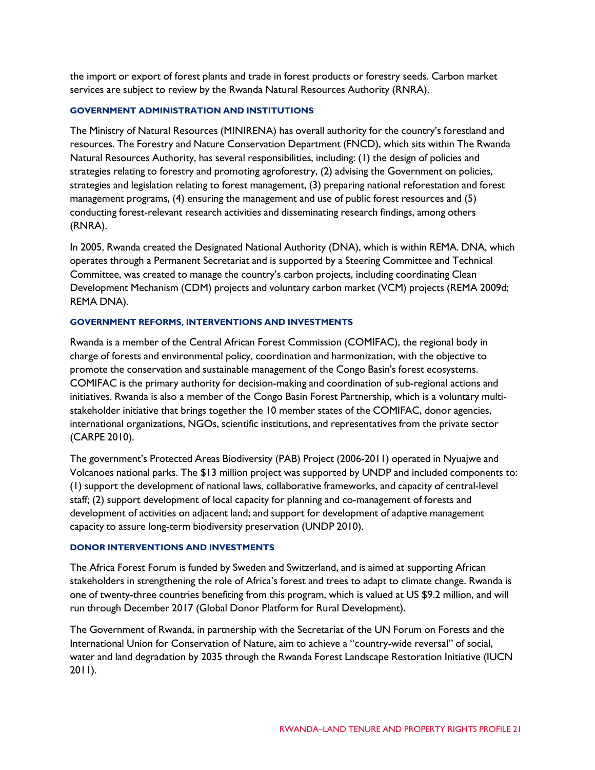the import or export of forest plants and trade in forest products or forestry seeds. Carbon market services are subject to review by the Rwanda Natural Resources Authority (RNRA).

#### GOVERNMENT ADMINISTRATION AND INSTITUTIONS

The Ministry of Natural Resources (MINIRENA) has overall authority for the country's forestland and resources. The Forestry and Nature Conservation Department (FNCD), which sits within The Rwanda Natural Resources Authority, has several responsibilities, including: (1) the design of policies and strategies relating to forestry and promoting agroforestry, (2) advising the Government on policies, strategies and legislation relating to forest management, (3) preparing national reforestation and forest management programs, (4) ensuring the management and use of public forest resources and (5) conducting forest-relevant research activities and disseminating research findings, among others (RNRA).

In 2005, Rwanda created the Designated National Authority (DNA), which is within REMA. DNA, which operates through a Permanent Secretariat and is supported by a Steering Committee and Technical Committee, was created to manage the country's carbon projects, including coordinating Clean Development Mechanism (CDM) projects and voluntary carbon market (VCM) projects (REMA 2009d; REMA DNA).

#### GOVERNMENT REFORMS, INTERVENTIONS AND INVESTMENTS

Rwanda is a member of the Central African Forest Commission (COMIFAC), the regional body in charge of forests and environmental policy, coordination and harmonization, with the objective to promote the conservation and sustainable management of the Congo Basin's forest ecosystems. COMIFAC is the primary authority for decision-making and coordination of sub-regional actions and initiatives. Rwanda is also a member of the Congo Basin Forest Partnership, which is a voluntary multi-stakeholder initiative that brings together the 10 member states of the COMIFAC, donor agencies, international organizations, NGOs, scientific institutions, and representatives from the private sector (CARPE 2010).

The government's Protected Areas Biodiversity (PAB) Project (2006-2011) operated in Nyuajwe and Volcanoes national parks. The $13 million project was supported by UNDP and included components to: (1) support the development of national laws, collaborative frameworks, and capacity of central-level staff; (2) support development of local capacity for planning and co-management of forests and development of activities on adjacent land; and support for development of adaptive management capacity to assure long-term biodiversity preservation (UNDP 2010).

#### DONOR INTERVENTIONS AND INVESTMENTS

The Africa Forest Forum is funded by Sweden and Switzerland, and is aimed at supporting African stakeholders in strengthening the role of Africa's forest and trees to adapt to climate change. Rwanda is one of twenty-three countries benefiting from this program, which is valued at US $9.2 million, and will run through December 2017 (Global Donor Platform for Rural Development).

The Government of Rwanda, in partnership with the Secretariat of the UN Forum on Forests and the International Union for Conservation of Nature, aim to achieve a "country-wide reversal" of social, water and land degradation by 2035 through the Rwanda Forest Landscape Restoration Initiative (IUCN 2011).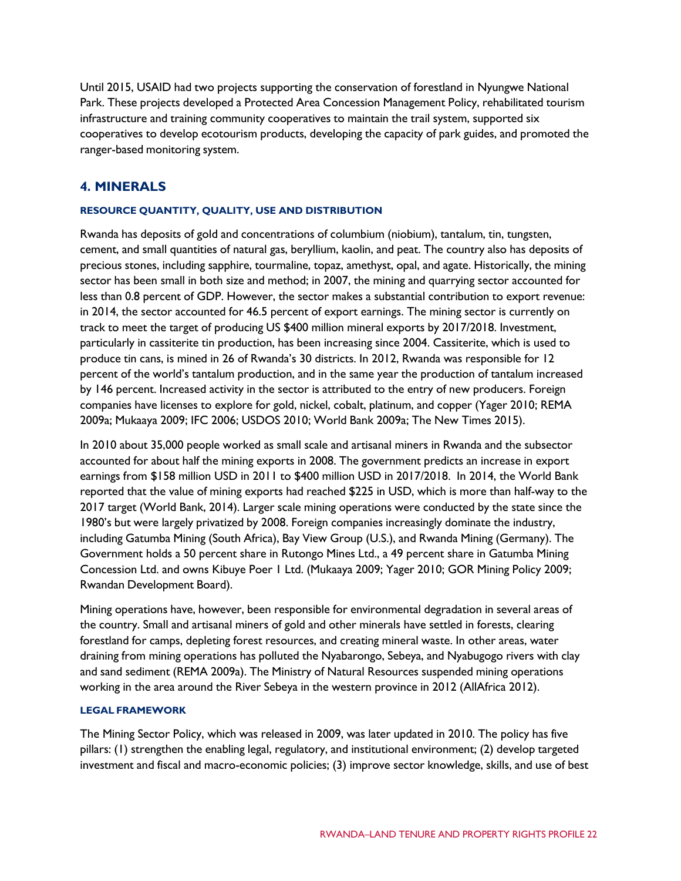Until 2015, USAID had two projects supporting the conservation of forestland in Nyungwe National Park. These projects developed a Protected Area Concession Management Policy, rehabilitated tourism infrastructure and training community cooperatives to maintain the trail system, supported six cooperatives to develop ecotourism products, developing the capacity of park guides, and promoted the ranger-based monitoring system.

## 4. MINERALS

#### RESOURCE QUANTITY, QUALITY, USE AND DISTRIBUTION

Rwanda has deposits of gold and concentrations of columbium (niobium), tantalum, tin, tungsten, cement, and small quantities of natural gas, beryllium, kaolin, and peat. The country also has deposits of precious stones, including sapphire, tourmaline, topaz, amethyst, opal, and agate. Historically, the mining sector has been small in both size and method; in 2007, the mining and quarrying sector accounted for less than 0.8 percent of GDP. However, the sector makes a substantial contribution to export revenue: in 2014, the sector accounted for 46.5 percent of export earnings. The mining sector is currently on track to meet the target of producing US $400 million mineral exports by 2017/2018. Investment, particularly in cassiterite tin production, has been increasing since 2004. Cassiterite, which is used to produce tin cans, is mined in 26 of Rwanda's 30 districts. In 2012, Rwanda was responsible for 12 percent of the world's tantalum production, and in the same year the production of tantalum increased by 146 percent. Increased activity in the sector is attributed to the entry of new producers. Foreign companies have licenses to explore for gold, nickel, cobalt, platinum, and copper (Yager 2010; REMA 2009a; Mukaaya 2009; IFC 2006; USDOS 2010; World Bank 2009a; The New Times 2015).

In 2010 about 35,000 people worked as small scale and artisanal miners in Rwanda and the subsector accounted for about half the mining exports in 2008. The government predicts an increase in export earnings from $158 million USD in 2011 to $400 million USD in 2017/2018. In 2014, the World Bank reported that the value of mining exports had reached $225 in USD, which is more than half-way to the 2017 target (World Bank, 2014). Larger scale mining operations were conducted by the state since the 1980's but were largely privatized by 2008. Foreign companies increasingly dominate the industry, including Gatumba Mining (South Africa), Bay View Group (U.S.), and Rwanda Mining (Germany). The Government holds a 50 percent share in Rutongo Mines Ltd., a 49 percent share in Gatumba Mining Concession Ltd. and owns Kibuye Poer 1 Ltd. (Mukaaya 2009; Yager 2010; GOR Mining Policy 2009; Rwandan Development Board).

Mining operations have, however, been responsible for environmental degradation in several areas of the country. Small and artisanal miners of gold and other minerals have settled in forests, clearing forestland for camps, depleting forest resources, and creating mineral waste. In other areas, water draining from mining operations has polluted the Nyabarongo, Sebeya, and Nyabugogo rivers with clay and sand sediment (REMA 2009a). The Ministry of Natural Resources suspended mining operations working in the area around the River Sebeya in the western province in 2012 (AllAfrica 2012).

#### LEGAL FRAMEWORK

The Mining Sector Policy, which was released in 2009, was later updated in 2010. The policy has five pillars: (1) strengthen the enabling legal, regulatory, and institutional environment; (2) develop targeted investment and fiscal and macro-economic policies; (3) improve sector knowledge, skills, and use of best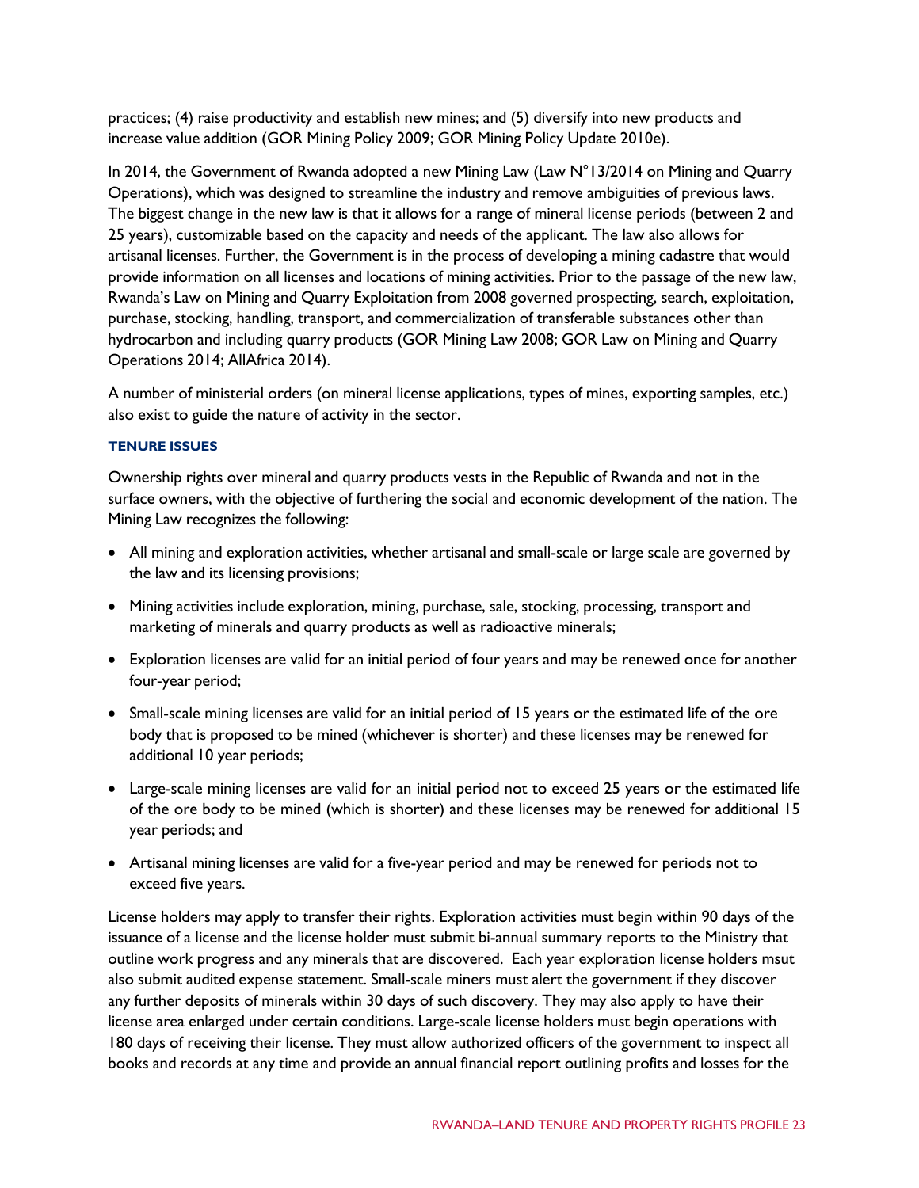practices; (4) raise productivity and establish new mines; and (5) diversify into new products and increase value addition (GOR Mining Policy 2009; GOR Mining Policy Update 2010e).

In 2014, the Government of Rwanda adopted a new Mining Law (Law N°13/2014 on Mining and Quarry Operations), which was designed to streamline the industry and remove ambiguities of previous laws. The biggest change in the new law is that it allows for a range of mineral license periods (between 2 and 25 years), customizable based on the capacity and needs of the applicant. The law also allows for artisanal licenses. Further, the Government is in the process of developing a mining cadastre that would provide information on all licenses and locations of mining activities. Prior to the passage of the new law, Rwanda's Law on Mining and Quarry Exploitation from 2008 governed prospecting, search, exploitation, purchase, stocking, handling, transport, and commercialization of transferable substances other than hydrocarbon and including quarry products (GOR Mining Law 2008; GOR Law on Mining and Quarry Operations 2014; AllAfrica 2014).

A number of ministerial orders (on mineral license applications, types of mines, exporting samples, etc.) also exist to guide the nature of activity in the sector.

#### TENURE ISSUES

Ownership rights over mineral and quarry products vests in the Republic of Rwanda and not in the surface owners, with the objective of furthering the social and economic development of the nation. The Mining Law recognizes the following:

- All mining and exploration activities, whether artisanal and small-scale or large scale are governed by the law and its licensing provisions;
- Mining activities include exploration, mining, purchase, sale, stocking, processing, transport and marketing of minerals and quarry products as well as radioactive minerals;
- Exploration licenses are valid for an initial period of four years and may be renewed once for another four-year period;
- Small-scale mining licenses are valid for an initial period of 15 years or the estimated life of the ore body that is proposed to be mined (whichever is shorter) and these licenses may be renewed for additional 10 year periods;
- Large-scale mining licenses are valid for an initial period not to exceed 25 years or the estimated life of the ore body to be mined (which is shorter) and these licenses may be renewed for additional 15 year periods; and
- Artisanal mining licenses are valid for a five-year period and may be renewed for periods not to exceed five years.

License holders may apply to transfer their rights. Exploration activities must begin within 90 days of the issuance of a license and the license holder must submit bi-annual summary reports to the Ministry that outline work progress and any minerals that are discovered. Each year exploration license holders msut also submit audited expense statement. Small-scale miners must alert the government if they discover any further deposits of minerals within 30 days of such discovery. They may also apply to have their license area enlarged under certain conditions. Large-scale license holders must begin operations with 180 days of receiving their license. They must allow authorized officers of the government to inspect all books and records at any time and provide an annual financial report outlining profits and losses for the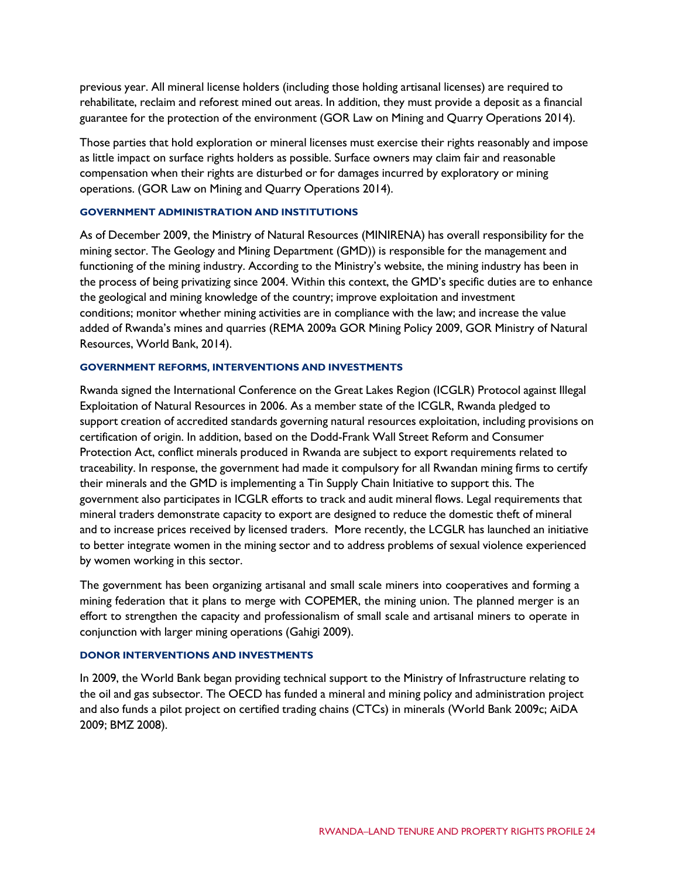previous year. All mineral license holders (including those holding artisanal licenses) are required to rehabilitate, reclaim and reforest mined out areas. In addition, they must provide a deposit as a financial guarantee for the protection of the environment (GOR Law on Mining and Quarry Operations 2014).

Those parties that hold exploration or mineral licenses must exercise their rights reasonably and impose as little impact on surface rights holders as possible. Surface owners may claim fair and reasonable compensation when their rights are disturbed or for damages incurred by exploratory or mining operations. (GOR Law on Mining and Quarry Operations 2014).

#### GOVERNMENT ADMINISTRATION AND INSTITUTIONS

As of December 2009, the Ministry of Natural Resources (MINIRENA) has overall responsibility for the mining sector. The Geology and Mining Department (GMD)) is responsible for the management and functioning of the mining industry. According to the Ministry's website, the mining industry has been in the process of being privatizing since 2004. Within this context, the GMD's specific duties are to enhance the geological and mining knowledge of the country; improve exploitation and investment conditions; monitor whether mining activities are in compliance with the law; and increase the value added of Rwanda's mines and quarries (REMA 2009a GOR Mining Policy 2009, GOR Ministry of Natural Resources, World Bank, 2014).

#### GOVERNMENT REFORMS, INTERVENTIONS AND INVESTMENTS

Rwanda signed the International Conference on the Great Lakes Region (ICGLR) Protocol against Illegal Exploitation of Natural Resources in 2006. As a member state of the ICGLR, Rwanda pledged to support creation of accredited standards governing natural resources exploitation, including provisions on certification of origin. In addition, based on the Dodd-Frank Wall Street Reform and Consumer Protection Act, conflict minerals produced in Rwanda are subject to export requirements related to traceability. In response, the government had made it compulsory for all Rwandan mining firms to certify their minerals and the GMD is implementing a Tin Supply Chain Initiative to support this. The government also participates in ICGLR efforts to track and audit mineral flows. Legal requirements that mineral traders demonstrate capacity to export are designed to reduce the domestic theft of mineral and to increase prices received by licensed traders. More recently, the LCGLR has launched an initiative to better integrate women in the mining sector and to address problems of sexual violence experienced by women working in this sector.

The government has been organizing artisanal and small scale miners into cooperatives and forming a mining federation that it plans to merge with COPEMER, the mining union. The planned merger is an effort to strengthen the capacity and professionalism of small scale and artisanal miners to operate in conjunction with larger mining operations (Gahigi 2009).

#### DONOR INTERVENTIONS AND INVESTMENTS

In 2009, the World Bank began providing technical support to the Ministry of Infrastructure relating to the oil and gas subsector. The OECD has funded a mineral and mining policy and administration project and also funds a pilot project on certified trading chains (CTCs) in minerals (World Bank 2009c; AiDA 2009; BMZ 2008).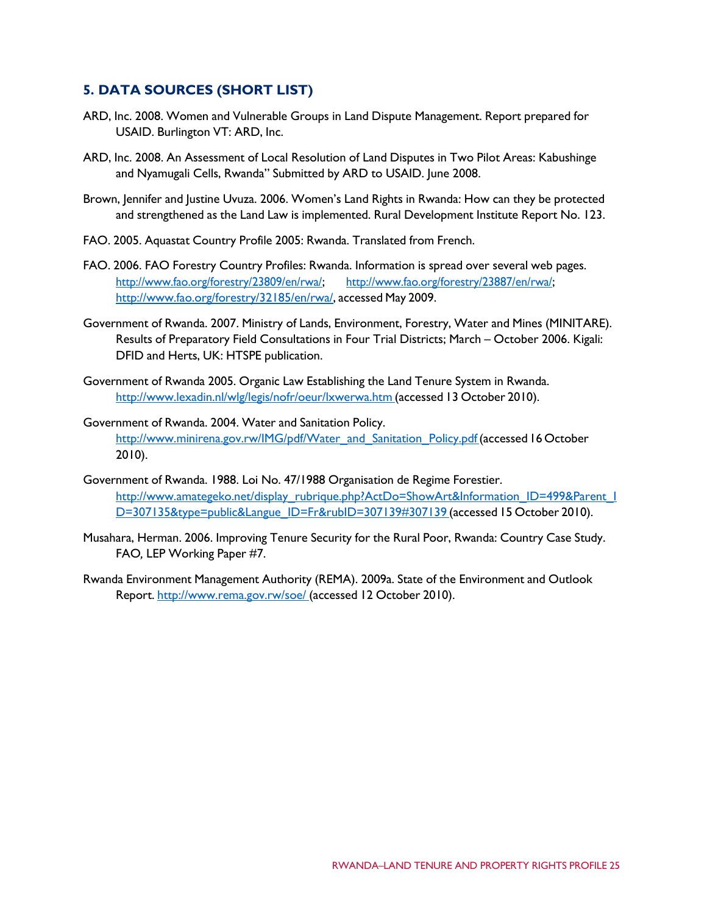## 5. DATA SOURCES (SHORT LIST)

ARD, Inc. 2008. Women and Vulnerable Groups in Land Dispute Management. Report prepared for USAID. Burlington VT: ARD, Inc.

ARD, Inc. 2008. An Assessment of Local Resolution of Land Disputes in Two Pilot Areas: Kabushinge and Nyamugali Cells, Rwanda" Submitted by ARD to USAID. June 2008.

Brown, Jennifer and Justine Uvuza. 2006. Women's Land Rights in Rwanda: How can they be protected and strengthened as the Land Law is implemented. Rural Development Institute Report No. 123.

FAO. 2005. Aquastat Country Profile 2005: Rwanda. Translated from French.

FAO. 2006. FAO Forestry Country Profiles: Rwanda. Information is spread over several web pages. http://www.fao.org/forestry/23809/en/rwa/; http://www.fao.org/forestry/23887/en/rwa/; http://www.fao.org/forestry/32185/en/rwa/, accessed May 2009.

Government of Rwanda. 2007. Ministry of Lands, Environment, Forestry, Water and Mines (MINITARE). Results of Preparatory Field Consultations in Four Trial Districts; March – October 2006. Kigali: DFID and Herts, UK: HTSPE publication.

Government of Rwanda 2005. Organic Law Establishing the Land Tenure System in Rwanda. http://www.lexadin.nl/wlg/legis/nofr/oeur/lxwerwa.htm (accessed 13 October 2010).

Government of Rwanda. 2004. Water and Sanitation Policy. http://www.minirena.gov.rw/IMG/pdf/Water_and_Sanitation_Policy.pdf (accessed 16 October 2010).

Government of Rwanda. 1988. Loi No. 47/1988 Organisation de Regime Forestier. http://www.amategeko.net/display_rubrique.php?ActDo=ShowArt&Information_ID=499&Parent_ID=307135&type=public&Langue_ID=Fr&rubID=307139#307139 (accessed 15 October 2010).

Musahara, Herman. 2006. Improving Tenure Security for the Rural Poor, Rwanda: Country Case Study. FAO, LEP Working Paper #7.

Rwanda Environment Management Authority (REMA). 2009a. State of the Environment and Outlook Report. http://www.rema.gov.rw/soe/ (accessed 12 October 2010).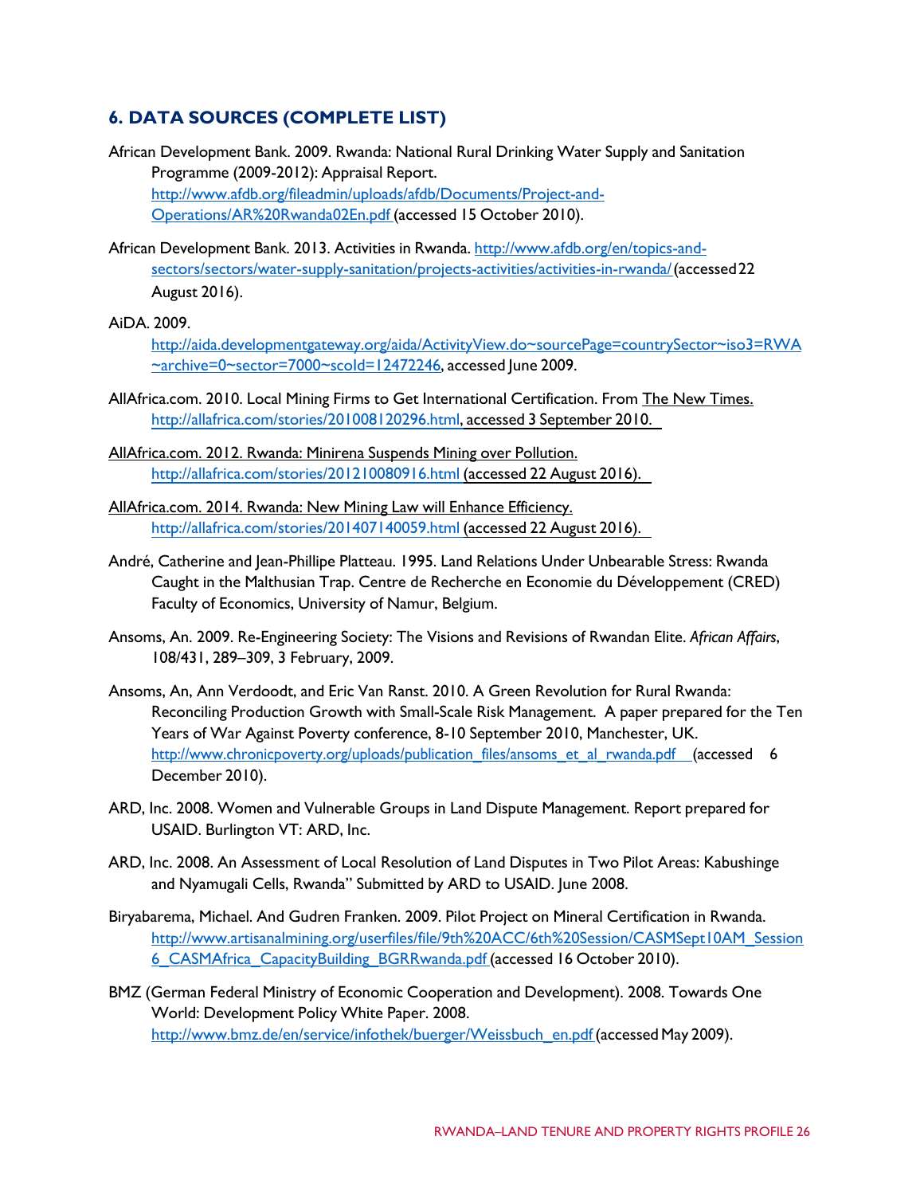## 6. DATA SOURCES (COMPLETE LIST)

African Development Bank. 2009. Rwanda: National Rural Drinking Water Supply and Sanitation Programme (2009-2012): Appraisal Report. http://www.afdb.org/fileadmin/uploads/afdb/Documents/Project-and-Operations/AR%20Rwanda02En.pdf (accessed 15 October 2010).

African Development Bank. 2013. Activities in Rwanda. http://www.afdb.org/en/topics-and-sectors/sectors/water-supply-sanitation/projects-activities/activities-in-rwanda/ (accessed 22 August 2016).

AiDA. 2009. http://aida.developmentgateway.org/aida/ActivityView.do~sourcePage=countrySector~iso3=RWA~archive=0~sector=7000~scoId=12472246, accessed June 2009.

AllAfrica.com. 2010. Local Mining Firms to Get International Certification. From The New Times. http://allafrica.com/stories/201008120296.html, accessed 3 September 2010.

AllAfrica.com. 2012. Rwanda: Minirena Suspends Mining over Pollution. http://allafrica.com/stories/201210080916.html (accessed 22 August 2016).

AllAfrica.com. 2014. Rwanda: New Mining Law will Enhance Efficiency. http://allafrica.com/stories/201407140059.html (accessed 22 August 2016).

André, Catherine and Jean-Phillipe Platteau. 1995. Land Relations Under Unbearable Stress: Rwanda Caught in the Malthusian Trap. Centre de Recherche en Economie du Développement (CRED) Faculty of Economics, University of Namur, Belgium.

Ansoms, An. 2009. Re-Engineering Society: The Visions and Revisions of Rwandan Elite. *African Affairs*, 108/431, 289–309, 3 February, 2009.

Ansoms, An, Ann Verdoodt, and Eric Van Ranst. 2010. A Green Revolution for Rural Rwanda: Reconciling Production Growth with Small-Scale Risk Management. A paper prepared for the Ten Years of War Against Poverty conference, 8-10 September 2010, Manchester, UK. http://www.chronicpoverty.org/uploads/publication_files/ansoms_et_al_rwanda.pdf (accessed 6 December 2010).

ARD, Inc. 2008. Women and Vulnerable Groups in Land Dispute Management. Report prepared for USAID. Burlington VT: ARD, Inc.

ARD, Inc. 2008. An Assessment of Local Resolution of Land Disputes in Two Pilot Areas: Kabushinge and Nyamugali Cells, Rwanda" Submitted by ARD to USAID. June 2008.

Biryabarema, Michael. And Gudren Franken. 2009. Pilot Project on Mineral Certification in Rwanda. http://www.artisanalmining.org/userfiles/file/9th%20ACC/6th%20Session/CASMSept10AM_Session6_CASMAfrica_CapacityBuilding_BGRRwanda.pdf (accessed 16 October 2010).

BMZ (German Federal Ministry of Economic Cooperation and Development). 2008. Towards One World: Development Policy White Paper. 2008. http://www.bmz.de/en/service/infothek/buerger/Weissbuch_en.pdf (accessed May 2009).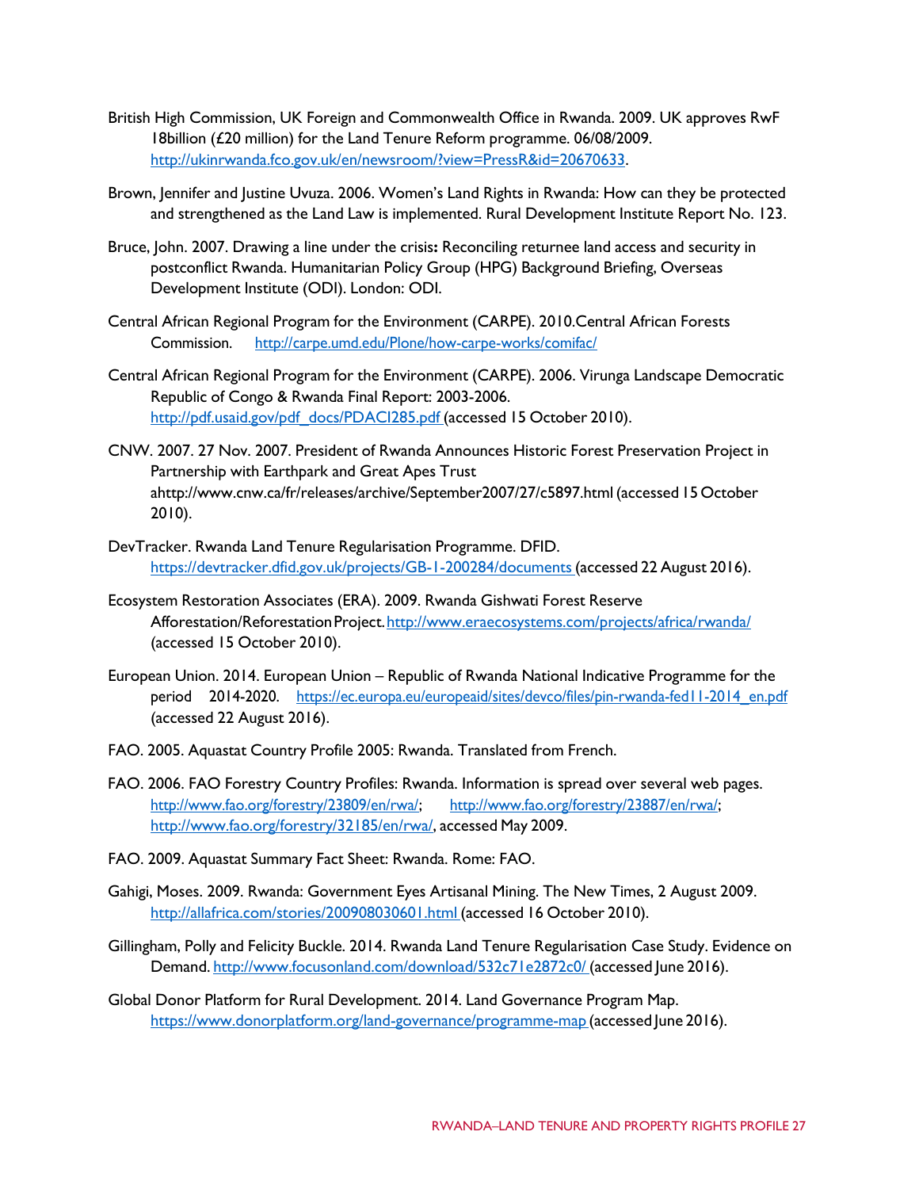British High Commission, UK Foreign and Commonwealth Office in Rwanda. 2009. UK approves RwF 18billion (£20 million) for the Land Tenure Reform programme. 06/08/2009. http://ukinrwanda.fco.gov.uk/en/newsroom/?view=PressR&id=20670633.

Brown, Jennifer and Justine Uvuza. 2006. Women's Land Rights in Rwanda: How can they be protected and strengthened as the Land Law is implemented. Rural Development Institute Report No. 123.

Bruce, John. 2007. Drawing a line under the crisis**:** Reconciling returnee land access and security in postconflict Rwanda. Humanitarian Policy Group (HPG) Background Briefing, Overseas Development Institute (ODI). London: ODI.

Central African Regional Program for the Environment (CARPE). 2010.Central African Forests Commission. http://carpe.umd.edu/Plone/how-carpe-works/comifac/

Central African Regional Program for the Environment (CARPE). 2006. Virunga Landscape Democratic Republic of Congo & Rwanda Final Report: 2003-2006. http://pdf.usaid.gov/pdf_docs/PDACI285.pdf (accessed 15 October 2010).

CNW. 2007. 27 Nov. 2007. President of Rwanda Announces Historic Forest Preservation Project in Partnership with Earthpark and Great Apes Trust ahttp://www.cnw.ca/fr/releases/archive/September2007/27/c5897.html (accessed 15 October 2010).

DevTracker. Rwanda Land Tenure Regularisation Programme. DFID. https://devtracker.dfid.gov.uk/projects/GB-1-200284/documents (accessed 22 August 2016).

Ecosystem Restoration Associates (ERA). 2009. Rwanda Gishwati Forest Reserve Afforestation/Reforestation Project. http://www.eraecosystems.com/projects/africa/rwanda/ (accessed 15 October 2010).

European Union. 2014. European Union – Republic of Rwanda National Indicative Programme for the period 2014-2020. https://ec.europa.eu/europeaid/sites/devco/files/pin-rwanda-fed11-2014_en.pdf (accessed 22 August 2016).

FAO. 2005. Aquastat Country Profile 2005: Rwanda. Translated from French.

FAO. 2006. FAO Forestry Country Profiles: Rwanda. Information is spread over several web pages. http://www.fao.org/forestry/23809/en/rwa/; http://www.fao.org/forestry/23887/en/rwa/; http://www.fao.org/forestry/32185/en/rwa/, accessed May 2009.

FAO. 2009. Aquastat Summary Fact Sheet: Rwanda. Rome: FAO.

Gahigi, Moses. 2009. Rwanda: Government Eyes Artisanal Mining. The New Times, 2 August 2009. http://allafrica.com/stories/200908030601.html (accessed 16 October 2010).

Gillingham, Polly and Felicity Buckle. 2014. Rwanda Land Tenure Regularisation Case Study. Evidence on Demand. http://www.focusonland.com/download/532c71e2872c0/ (accessed June 2016).

Global Donor Platform for Rural Development. 2014. Land Governance Program Map. https://www.donorplatform.org/land-governance/programme-map (accessed June 2016).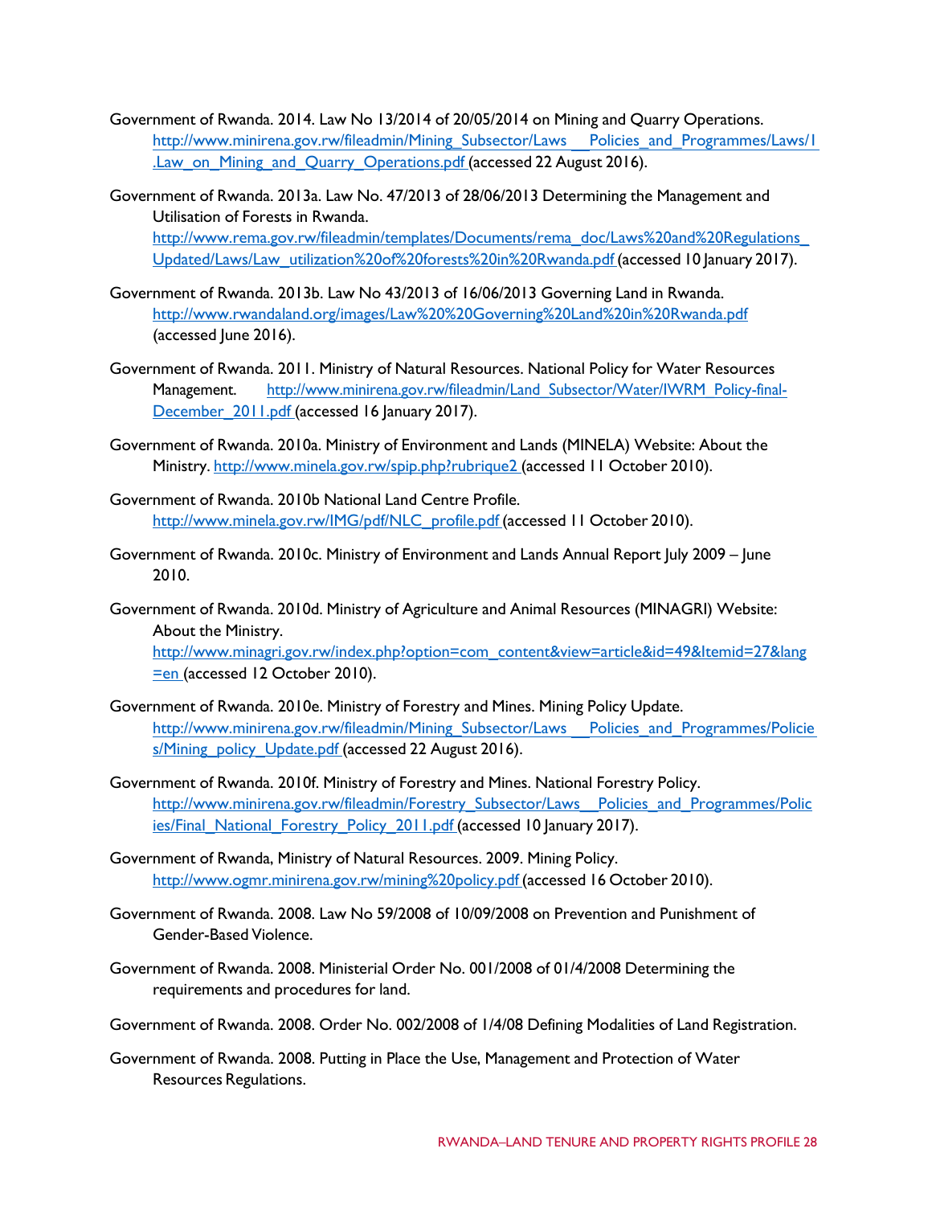Government of Rwanda. 2014. Law No 13/2014 of 20/05/2014 on Mining and Quarry Operations. http://www.minirena.gov.rw/fileadmin/Mining_Subsector/Laws___Policies_and_Programmes/Laws/1.Law_on_Mining_and_Quarry_Operations.pdf (accessed 22 August 2016).

Government of Rwanda. 2013a. Law No. 47/2013 of 28/06/2013 Determining the Management and Utilisation of Forests in Rwanda. http://www.rema.gov.rw/fileadmin/templates/Documents/rema_doc/Laws%20and%20Regulations_Updated/Laws/Law_utilization%20of%20forests%20in%20Rwanda.pdf (accessed 10 January 2017).

Government of Rwanda. 2013b. Law No 43/2013 of 16/06/2013 Governing Land in Rwanda. http://www.rwandaland.org/images/Law%20%20Governing%20Land%20in%20Rwanda.pdf (accessed June 2016).

Government of Rwanda. 2011. Ministry of Natural Resources. National Policy for Water Resources Management. http://www.minirena.gov.rw/fileadmin/Land_Subsector/Water/IWRM_Policy-final-December_2011.pdf (accessed 16 January 2017).

Government of Rwanda. 2010a. Ministry of Environment and Lands (MINELA) Website: About the Ministry. http://www.minela.gov.rw/spip.php?rubrique2 (accessed 11 October 2010).

Government of Rwanda. 2010b National Land Centre Profile. http://www.minela.gov.rw/IMG/pdf/NLC_profile.pdf (accessed 11 October 2010).

Government of Rwanda. 2010c. Ministry of Environment and Lands Annual Report July 2009 – June 2010.

Government of Rwanda. 2010d. Ministry of Agriculture and Animal Resources (MINAGRI) Website: About the Ministry. http://www.minagri.gov.rw/index.php?option=com_content&view=article&id=49&Itemid=27&lang=en (accessed 12 October 2010).

Government of Rwanda. 2010e. Ministry of Forestry and Mines. Mining Policy Update. http://www.minirena.gov.rw/fileadmin/Mining_Subsector/Laws___Policies_and_Programmes/Policies/Mining_policy_Update.pdf (accessed 22 August 2016).

Government of Rwanda. 2010f. Ministry of Forestry and Mines. National Forestry Policy. http://www.minirena.gov.rw/fileadmin/Forestry_Subsector/Laws__Policies_and_Programmes/Policies/Final_National_Forestry_Policy_2011.pdf (accessed 10 January 2017).

Government of Rwanda, Ministry of Natural Resources. 2009. Mining Policy. http://www.ogmr.minirena.gov.rw/mining%20policy.pdf (accessed 16 October 2010).

Government of Rwanda. 2008. Law No 59/2008 of 10/09/2008 on Prevention and Punishment of Gender-Based Violence.

Government of Rwanda. 2008. Ministerial Order No. 001/2008 of 01/4/2008 Determining the requirements and procedures for land.

Government of Rwanda. 2008. Order No. 002/2008 of 1/4/08 Defining Modalities of Land Registration.

Government of Rwanda. 2008. Putting in Place the Use, Management and Protection of Water Resources Regulations.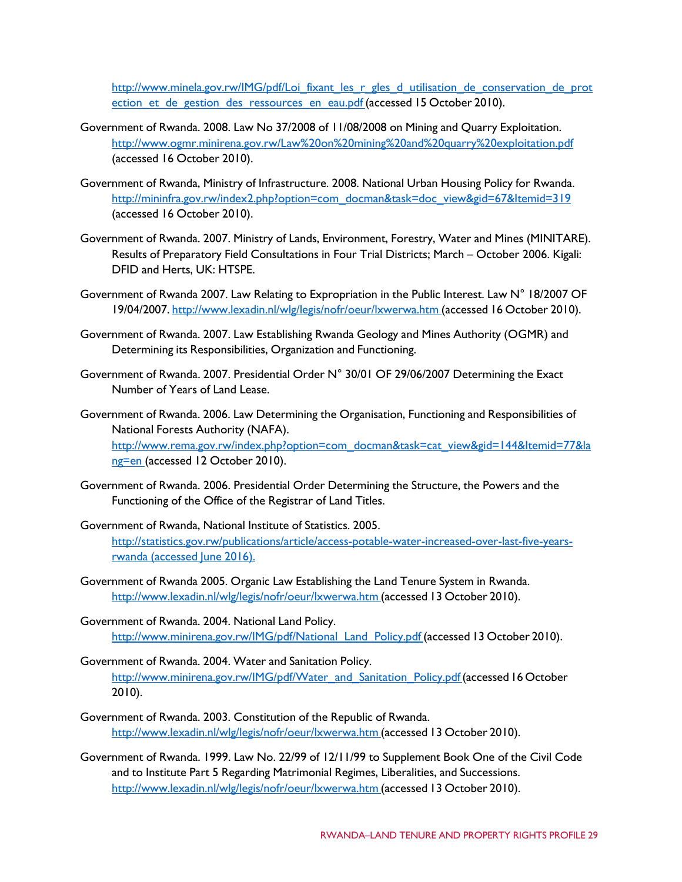http://www.minela.gov.rw/IMG/pdf/Loi_fixant_les_r_gles_d_utilisation_de_conservation_de_protection_et_de_gestion_des_ressources_en_eau.pdf (accessed 15 October 2010).

Government of Rwanda. 2008. Law No 37/2008 of 11/08/2008 on Mining and Quarry Exploitation. http://www.ogmr.minirena.gov.rw/Law%20on%20mining%20and%20quarry%20exploitation.pdf (accessed 16 October 2010).

Government of Rwanda, Ministry of Infrastructure. 2008. National Urban Housing Policy for Rwanda. http://mininfra.gov.rw/index2.php?option=com_docman&task=doc_view&gid=67&Itemid=319 (accessed 16 October 2010).

Government of Rwanda. 2007. Ministry of Lands, Environment, Forestry, Water and Mines (MINITARE). Results of Preparatory Field Consultations in Four Trial Districts; March – October 2006. Kigali: DFID and Herts, UK: HTSPE.

Government of Rwanda 2007. Law Relating to Expropriation in the Public Interest. Law N° 18/2007 OF 19/04/2007. http://www.lexadin.nl/wlg/legis/nofr/oeur/lxwerwa.htm (accessed 16 October 2010).

Government of Rwanda. 2007. Law Establishing Rwanda Geology and Mines Authority (OGMR) and Determining its Responsibilities, Organization and Functioning.

Government of Rwanda. 2007. Presidential Order N° 30/01 OF 29/06/2007 Determining the Exact Number of Years of Land Lease.

Government of Rwanda. 2006. Law Determining the Organisation, Functioning and Responsibilities of National Forests Authority (NAFA). http://www.rema.gov.rw/index.php?option=com_docman&task=cat_view&gid=144&Itemid=77&lang=en (accessed 12 October 2010).

Government of Rwanda. 2006. Presidential Order Determining the Structure, the Powers and the Functioning of the Office of the Registrar of Land Titles.

Government of Rwanda, National Institute of Statistics. 2005. http://statistics.gov.rw/publications/article/access-potable-water-increased-over-last-five-years-rwanda (accessed June 2016).

Government of Rwanda 2005. Organic Law Establishing the Land Tenure System in Rwanda. http://www.lexadin.nl/wlg/legis/nofr/oeur/lxwerwa.htm (accessed 13 October 2010).

Government of Rwanda. 2004. National Land Policy. http://www.minirena.gov.rw/IMG/pdf/National_Land_Policy.pdf (accessed 13 October 2010).

Government of Rwanda. 2004. Water and Sanitation Policy. http://www.minirena.gov.rw/IMG/pdf/Water_and_Sanitation_Policy.pdf (accessed 16 October 2010).

Government of Rwanda. 2003. Constitution of the Republic of Rwanda. http://www.lexadin.nl/wlg/legis/nofr/oeur/lxwerwa.htm (accessed 13 October 2010).

Government of Rwanda. 1999. Law No. 22/99 of 12/11/99 to Supplement Book One of the Civil Code and to Institute Part 5 Regarding Matrimonial Regimes, Liberalities, and Successions. http://www.lexadin.nl/wlg/legis/nofr/oeur/lxwerwa.htm (accessed 13 October 2010).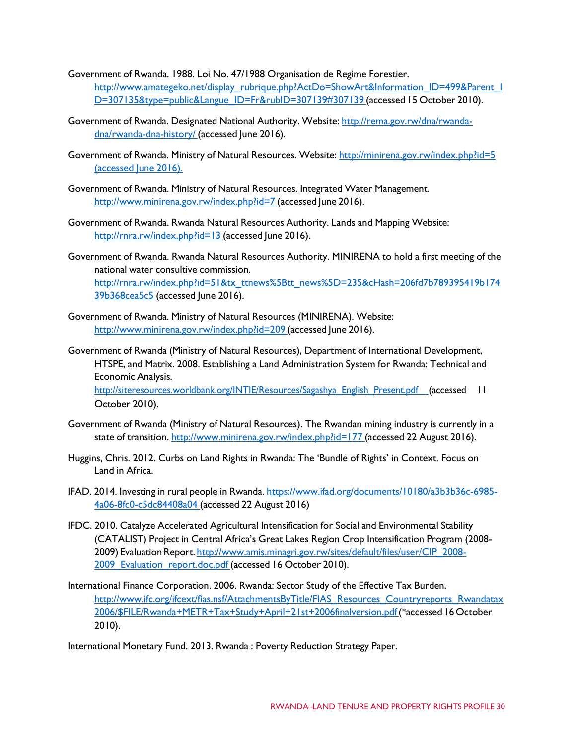Government of Rwanda. 1988. Loi No. 47/1988 Organisation de Regime Forestier. http://www.amategeko.net/display_rubrique.php?ActDo=ShowArt&Information_ID=499&Parent_ID=307135&type=public&Langue_ID=Fr&rubID=307139#307139 (accessed 15 October 2010).

Government of Rwanda. Designated National Authority. Website: http://rema.gov.rw/dna/rwanda-dna/rwanda-dna-history/ (accessed June 2016).

Government of Rwanda. Ministry of Natural Resources. Website: http://minirena.gov.rw/index.php?id=5 (accessed June 2016).

Government of Rwanda. Ministry of Natural Resources. Integrated Water Management. http://www.minirena.gov.rw/index.php?id=7 (accessed June 2016).

Government of Rwanda. Rwanda Natural Resources Authority. Lands and Mapping Website: http://rnra.rw/index.php?id=13 (accessed June 2016).

Government of Rwanda. Rwanda Natural Resources Authority. MINIRENA to hold a first meeting of the national water consultive commission. http://rnra.rw/index.php?id=51&tx_ttnews%5Btt_news%5D=235&cHash=206fd7b789395419b17439b368cea5c5 (accessed June 2016).

Government of Rwanda. Ministry of Natural Resources (MINIRENA). Website: http://www.minirena.gov.rw/index.php?id=209 (accessed June 2016).

Government of Rwanda (Ministry of Natural Resources), Department of International Development, HTSPE, and Matrix. 2008. Establishing a Land Administration System for Rwanda: Technical and Economic Analysis. http://siteresources.worldbank.org/INTIE/Resources/Sagashya_English_Present.pdf (accessed 11 October 2010).

Government of Rwanda (Ministry of Natural Resources). The Rwandan mining industry is currently in a state of transition. http://www.minirena.gov.rw/index.php?id=177 (accessed 22 August 2016).

Huggins, Chris. 2012. Curbs on Land Rights in Rwanda: The 'Bundle of Rights' in Context. Focus on Land in Africa.

IFAD. 2014. Investing in rural people in Rwanda. https://www.ifad.org/documents/10180/a3b3b36c-6985-4a06-8fc0-c5dc84408a04 (accessed 22 August 2016)

IFDC. 2010. Catalyze Accelerated Agricultural Intensification for Social and Environmental Stability (CATALIST) Project in Central Africa's Great Lakes Region Crop Intensification Program (2008-2009) Evaluation Report. http://www.amis.minagri.gov.rw/sites/default/files/user/CIP_2008-2009_Evaluation_report.doc.pdf (accessed 16 October 2010).

International Finance Corporation. 2006. Rwanda: Sector Study of the Effective Tax Burden. http://www.ifc.org/ifcext/fias.nsf/AttachmentsByTitle/FIAS_Resources_Countryreports_Rwandatax2006/$FILE/Rwanda+METR+Tax+Study+April+21st+2006finalversion.pdf (*accessed 16 October 2010).

International Monetary Fund. 2013. Rwanda : Poverty Reduction Strategy Paper.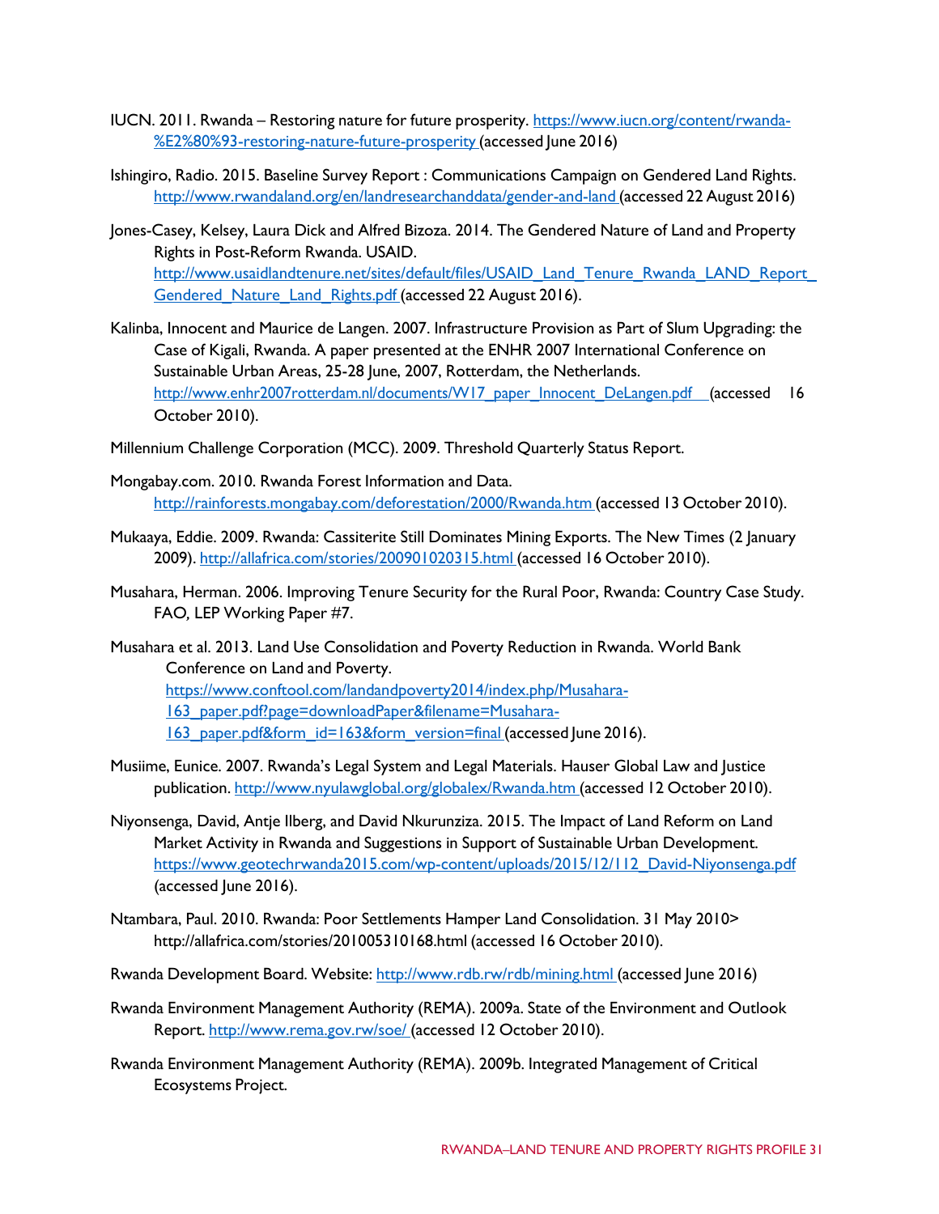IUCN. 2011. Rwanda – Restoring nature for future prosperity. https://www.iucn.org/content/rwanda-%E2%80%93-restoring-nature-future-prosperity (accessed June 2016)

Ishingiro, Radio. 2015. Baseline Survey Report : Communications Campaign on Gendered Land Rights. http://www.rwandaland.org/en/landresearchanddata/gender-and-land (accessed 22 August 2016)

Jones-Casey, Kelsey, Laura Dick and Alfred Bizoza. 2014. The Gendered Nature of Land and Property Rights in Post-Reform Rwanda. USAID. http://www.usaidlandtenure.net/sites/default/files/USAID_Land_Tenure_Rwanda_LAND_Report_Gendered_Nature_Land_Rights.pdf (accessed 22 August 2016).

Kalinba, Innocent and Maurice de Langen. 2007. Infrastructure Provision as Part of Slum Upgrading: the Case of Kigali, Rwanda. A paper presented at the ENHR 2007 International Conference on Sustainable Urban Areas, 25-28 June, 2007, Rotterdam, the Netherlands. http://www.enhr2007rotterdam.nl/documents/W17_paper_Innocent_DeLangen.pdf (accessed 16 October 2010).

Millennium Challenge Corporation (MCC). 2009. Threshold Quarterly Status Report.

Mongabay.com. 2010. Rwanda Forest Information and Data. http://rainforests.mongabay.com/deforestation/2000/Rwanda.htm (accessed 13 October 2010).

Mukaaya, Eddie. 2009. Rwanda: Cassiterite Still Dominates Mining Exports. The New Times (2 January 2009). http://allafrica.com/stories/200901020315.html (accessed 16 October 2010).

Musahara, Herman. 2006. Improving Tenure Security for the Rural Poor, Rwanda: Country Case Study. FAO, LEP Working Paper #7.

Musahara et al. 2013. Land Use Consolidation and Poverty Reduction in Rwanda. World Bank Conference on Land and Poverty. https://www.conftool.com/landandpoverty2014/index.php/Musahara-163_paper.pdf?page=downloadPaper&filename=Musahara-163_paper.pdf&form_id=163&form_version=final (accessed June 2016).

Musiime, Eunice. 2007. Rwanda's Legal System and Legal Materials. Hauser Global Law and Justice publication. http://www.nyulawglobal.org/globalex/Rwanda.htm (accessed 12 October 2010).

Niyonsenga, David, Antje Ilberg, and David Nkurunziza. 2015. The Impact of Land Reform on Land Market Activity in Rwanda and Suggestions in Support of Sustainable Urban Development. https://www.geotechrwanda2015.com/wp-content/uploads/2015/12/112_David-Niyonsenga.pdf (accessed June 2016).

Ntambara, Paul. 2010. Rwanda: Poor Settlements Hamper Land Consolidation. 31 May 2010> http://allafrica.com/stories/201005310168.html (accessed 16 October 2010).

Rwanda Development Board. Website: http://www.rdb.rw/rdb/mining.html (accessed June 2016)

Rwanda Environment Management Authority (REMA). 2009a. State of the Environment and Outlook Report. http://www.rema.gov.rw/soe/ (accessed 12 October 2010).

Rwanda Environment Management Authority (REMA). 2009b. Integrated Management of Critical Ecosystems Project.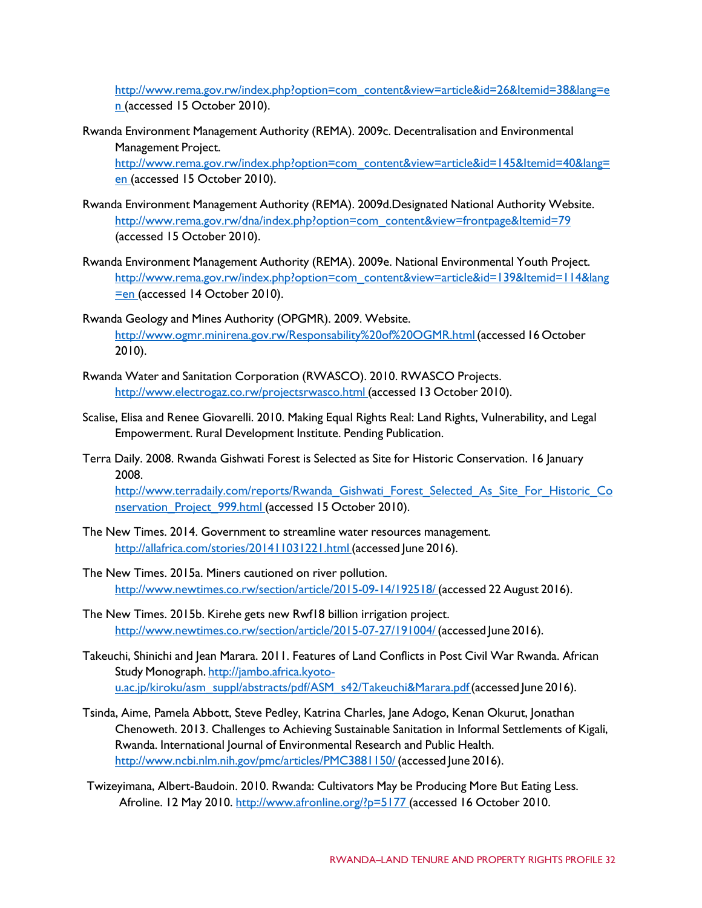http://www.rema.gov.rw/index.php?option=com_content&view=article&id=26&Itemid=38&lang=en (accessed 15 October 2010).

Rwanda Environment Management Authority (REMA). 2009c. Decentralisation and Environmental Management Project. http://www.rema.gov.rw/index.php?option=com_content&view=article&id=145&Itemid=40&lang=en (accessed 15 October 2010).

Rwanda Environment Management Authority (REMA). 2009d.Designated National Authority Website. http://www.rema.gov.rw/dna/index.php?option=com_content&view=frontpage&Itemid=79 (accessed 15 October 2010).

Rwanda Environment Management Authority (REMA). 2009e. National Environmental Youth Project. http://www.rema.gov.rw/index.php?option=com_content&view=article&id=139&Itemid=114&lang=en (accessed 14 October 2010).

Rwanda Geology and Mines Authority (OPGMR). 2009. Website. http://www.ogmr.minirena.gov.rw/Responsability%20of%20OGMR.html (accessed 16 October 2010).

Rwanda Water and Sanitation Corporation (RWASCO). 2010. RWASCO Projects. http://www.electrogaz.co.rw/projectsrwasco.html (accessed 13 October 2010).

Scalise, Elisa and Renee Giovarelli. 2010. Making Equal Rights Real: Land Rights, Vulnerability, and Legal Empowerment. Rural Development Institute. Pending Publication.

Terra Daily. 2008. Rwanda Gishwati Forest is Selected as Site for Historic Conservation. 16 January 2008. http://www.terradaily.com/reports/Rwanda_Gishwati_Forest_Selected_As_Site_For_Historic_Conservation_Project_999.html (accessed 15 October 2010).

The New Times. 2014. Government to streamline water resources management. http://allafrica.com/stories/201411031221.html (accessed June 2016).

The New Times. 2015a. Miners cautioned on river pollution. http://www.newtimes.co.rw/section/article/2015-09-14/192518/ (accessed 22 August 2016).

The New Times. 2015b. Kirehe gets new Rwf18 billion irrigation project. http://www.newtimes.co.rw/section/article/2015-07-27/191004/ (accessed June 2016).

Takeuchi, Shinichi and Jean Marara. 2011. Features of Land Conflicts in Post Civil War Rwanda. African Study Monograph. http://jambo.africa.kyoto-u.ac.jp/kiroku/asm_suppl/abstracts/pdf/ASM_s42/Takeuchi&Marara.pdf (accessed June 2016).

Tsinda, Aime, Pamela Abbott, Steve Pedley, Katrina Charles, Jane Adogo, Kenan Okurut, Jonathan Chenoweth. 2013. Challenges to Achieving Sustainable Sanitation in Informal Settlements of Kigali, Rwanda. International Journal of Environmental Research and Public Health. http://www.ncbi.nlm.nih.gov/pmc/articles/PMC3881150/ (accessed June 2016).

Twizeyimana, Albert-Baudoin. 2010. Rwanda: Cultivators May be Producing More But Eating Less. Afroline. 12 May 2010. http://www.afronline.org/?p=5177 (accessed 16 October 2010.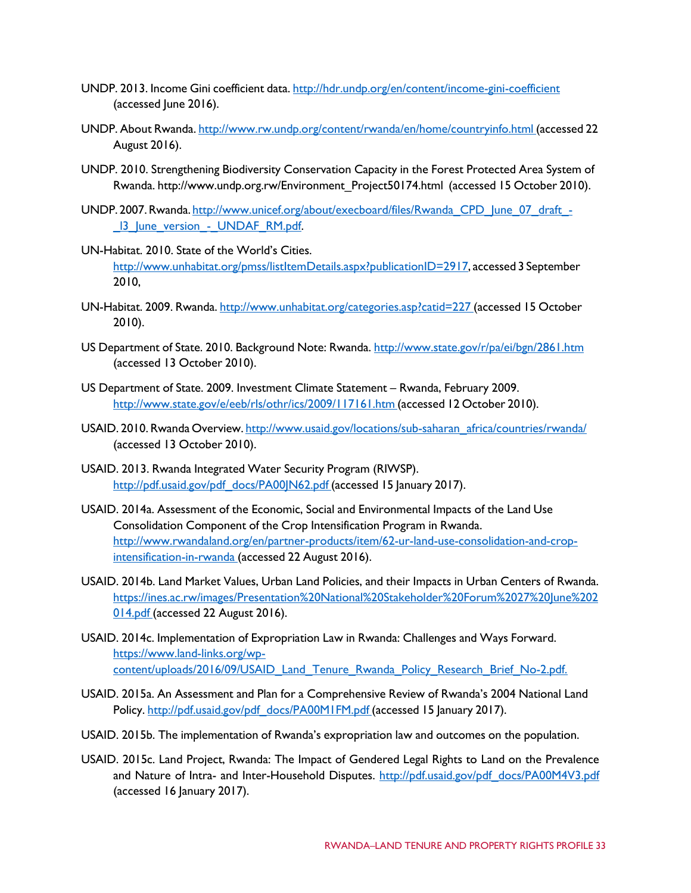UNDP. 2013. Income Gini coefficient data. http://hdr.undp.org/en/content/income-gini-coefficient (accessed June 2016).

UNDP. About Rwanda. http://www.rw.undp.org/content/rwanda/en/home/countryinfo.html (accessed 22 August 2016).

UNDP. 2010. Strengthening Biodiversity Conservation Capacity in the Forest Protected Area System of Rwanda. http://www.undp.org.rw/Environment_Project50174.html (accessed 15 October 2010).

UNDP. 2007. Rwanda. http://www.unicef.org/about/execboard/files/Rwanda_CPD_June_07_draft_-_13_June_version_-_UNDAF_RM.pdf.

UN-Habitat. 2010. State of the World's Cities. http://www.unhabitat.org/pmss/listItemDetails.aspx?publicationID=2917, accessed 3 September 2010,

UN-Habitat. 2009. Rwanda. http://www.unhabitat.org/categories.asp?catid=227 (accessed 15 October 2010).

US Department of State. 2010. Background Note: Rwanda. http://www.state.gov/r/pa/ei/bgn/2861.htm (accessed 13 October 2010).

US Department of State. 2009. Investment Climate Statement – Rwanda, February 2009. http://www.state.gov/e/eeb/rls/othr/ics/2009/117161.htm (accessed 12 October 2010).

USAID. 2010. Rwanda Overview. http://www.usaid.gov/locations/sub-saharan_africa/countries/rwanda/ (accessed 13 October 2010).

USAID. 2013. Rwanda Integrated Water Security Program (RIWSP). http://pdf.usaid.gov/pdf_docs/PA00JN62.pdf (accessed 15 January 2017).

USAID. 2014a. Assessment of the Economic, Social and Environmental Impacts of the Land Use Consolidation Component of the Crop Intensification Program in Rwanda. http://www.rwandaland.org/en/partner-products/item/62-ur-land-use-consolidation-and-crop-intensification-in-rwanda (accessed 22 August 2016).

USAID. 2014b. Land Market Values, Urban Land Policies, and their Impacts in Urban Centers of Rwanda. https://ines.ac.rw/images/Presentation%20National%20Stakeholder%20Forum%2027%20June%202014.pdf (accessed 22 August 2016).

USAID. 2014c. Implementation of Expropriation Law in Rwanda: Challenges and Ways Forward. https://www.land-links.org/wp-content/uploads/2016/09/USAID_Land_Tenure_Rwanda_Policy_Research_Brief_No-2.pdf.

USAID. 2015a. An Assessment and Plan for a Comprehensive Review of Rwanda's 2004 National Land Policy. http://pdf.usaid.gov/pdf_docs/PA00M1FM.pdf (accessed 15 January 2017).

USAID. 2015b. The implementation of Rwanda's expropriation law and outcomes on the population.

USAID. 2015c. Land Project, Rwanda: The Impact of Gendered Legal Rights to Land on the Prevalence and Nature of Intra- and Inter-Household Disputes. http://pdf.usaid.gov/pdf_docs/PA00M4V3.pdf (accessed 16 January 2017).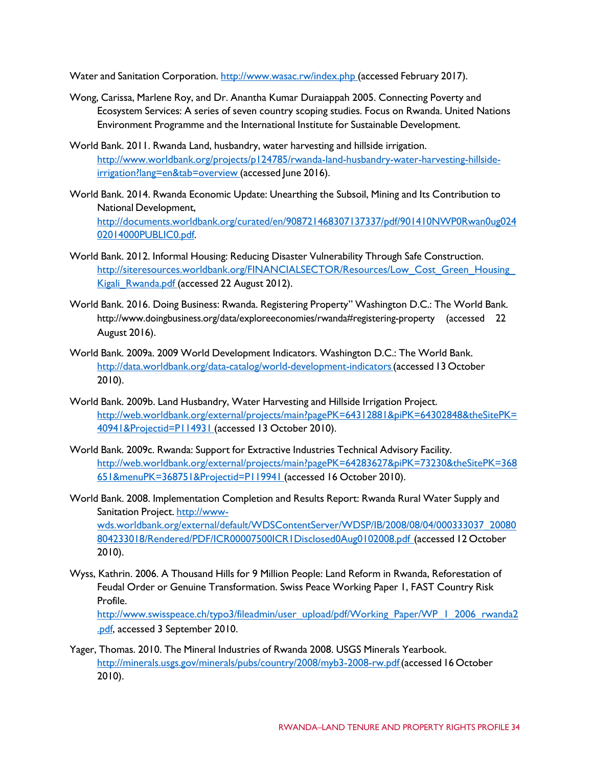Water and Sanitation Corporation. http://www.wasac.rw/index.php (accessed February 2017).

Wong, Carissa, Marlene Roy, and Dr. Anantha Kumar Duraiappah 2005. Connecting Poverty and Ecosystem Services: A series of seven country scoping studies. Focus on Rwanda. United Nations Environment Programme and the International Institute for Sustainable Development.

World Bank. 2011. Rwanda Land, husbandry, water harvesting and hillside irrigation. http://www.worldbank.org/projects/p124785/rwanda-land-husbandry-water-harvesting-hillside-irrigation?lang=en&tab=overview (accessed June 2016).

World Bank. 2014. Rwanda Economic Update: Unearthing the Subsoil, Mining and Its Contribution to National Development, http://documents.worldbank.org/curated/en/908721468307137337/pdf/901410NWP0Rwan0ug02402014000PUBLIC0.pdf.

World Bank. 2012. Informal Housing: Reducing Disaster Vulnerability Through Safe Construction. http://siteresources.worldbank.org/FINANCIALSECTOR/Resources/Low_Cost_Green_Housing_Kigali_Rwanda.pdf (accessed 22 August 2012).

World Bank. 2016. Doing Business: Rwanda. Registering Property" Washington D.C.: The World Bank. http://www.doingbusiness.org/data/exploreeconomies/rwanda#registering-property (accessed 22 August 2016).

World Bank. 2009a. 2009 World Development Indicators. Washington D.C.: The World Bank. http://data.worldbank.org/data-catalog/world-development-indicators (accessed 13 October 2010).

World Bank. 2009b. Land Husbandry, Water Harvesting and Hillside Irrigation Project. http://web.worldbank.org/external/projects/main?pagePK=64312881&piPK=64302848&theSitePK=40941&Projectid=P114931 (accessed 13 October 2010).

World Bank. 2009c. Rwanda: Support for Extractive Industries Technical Advisory Facility. http://web.worldbank.org/external/projects/main?pagePK=64283627&piPK=73230&theSitePK=368651&menuPK=368751&Projectid=P119941 (accessed 16 October 2010).

World Bank. 2008. Implementation Completion and Results Report: Rwanda Rural Water Supply and Sanitation Project. http://www-wds.worldbank.org/external/default/WDSContentServer/WDSP/IB/2008/08/04/000333037_20080804233018/Rendered/PDF/ICR00007500ICR1Disclosed0Aug0102008.pdf (accessed 12 October 2010).

Wyss, Kathrin. 2006. A Thousand Hills for 9 Million People: Land Reform in Rwanda, Reforestation of Feudal Order or Genuine Transformation. Swiss Peace Working Paper 1, FAST Country Risk Profile. http://www.swisspeace.ch/typo3/fileadmin/user_upload/pdf/Working_Paper/WP_1_2006_rwanda2.pdf, accessed 3 September 2010.

Yager, Thomas. 2010. The Mineral Industries of Rwanda 2008. USGS Minerals Yearbook. http://minerals.usgs.gov/minerals/pubs/country/2008/myb3-2008-rw.pdf (accessed 16 October 2010).